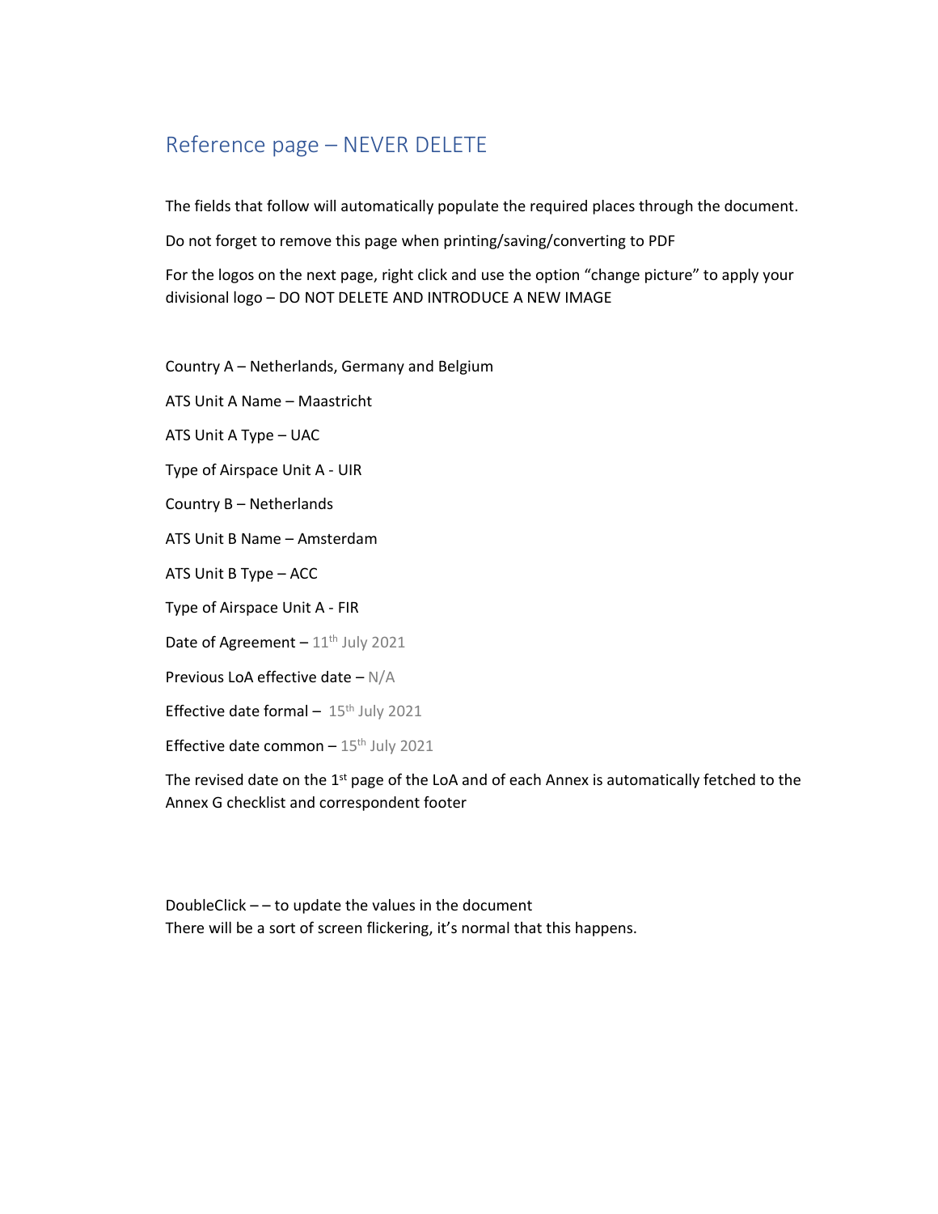## Reference page – NEVER DELETE

The fields that follow will automatically populate the required places through the document.

Do not forget to remove this page when printing/saving/converting to PDF

For the logos on the next page, right click and use the option "change picture" to apply your divisional logo – DO NOT DELETE AND INTRODUCE A NEW IMAGE

Country A – Netherlands, Germany and Belgium

ATS Unit A Name – Maastricht

ATS Unit A Type – UAC

Type of Airspace Unit A - UIR

Country B – Netherlands

ATS Unit B Name – Amsterdam

ATS Unit B Type – ACC

Type of Airspace Unit A - FIR

Date of Agreement – 11th July 2021

Previous LoA effective date – N/A

Effective date formal – 15th July 2021

Effective date common – 15th July 2021

The revised date on the 1st page of the LoA and of each Annex is automatically fetched to the Annex G checklist and correspondent footer

DoubleClick – – to update the values in the document
There will be a sort of screen flickering, it's normal that this happens.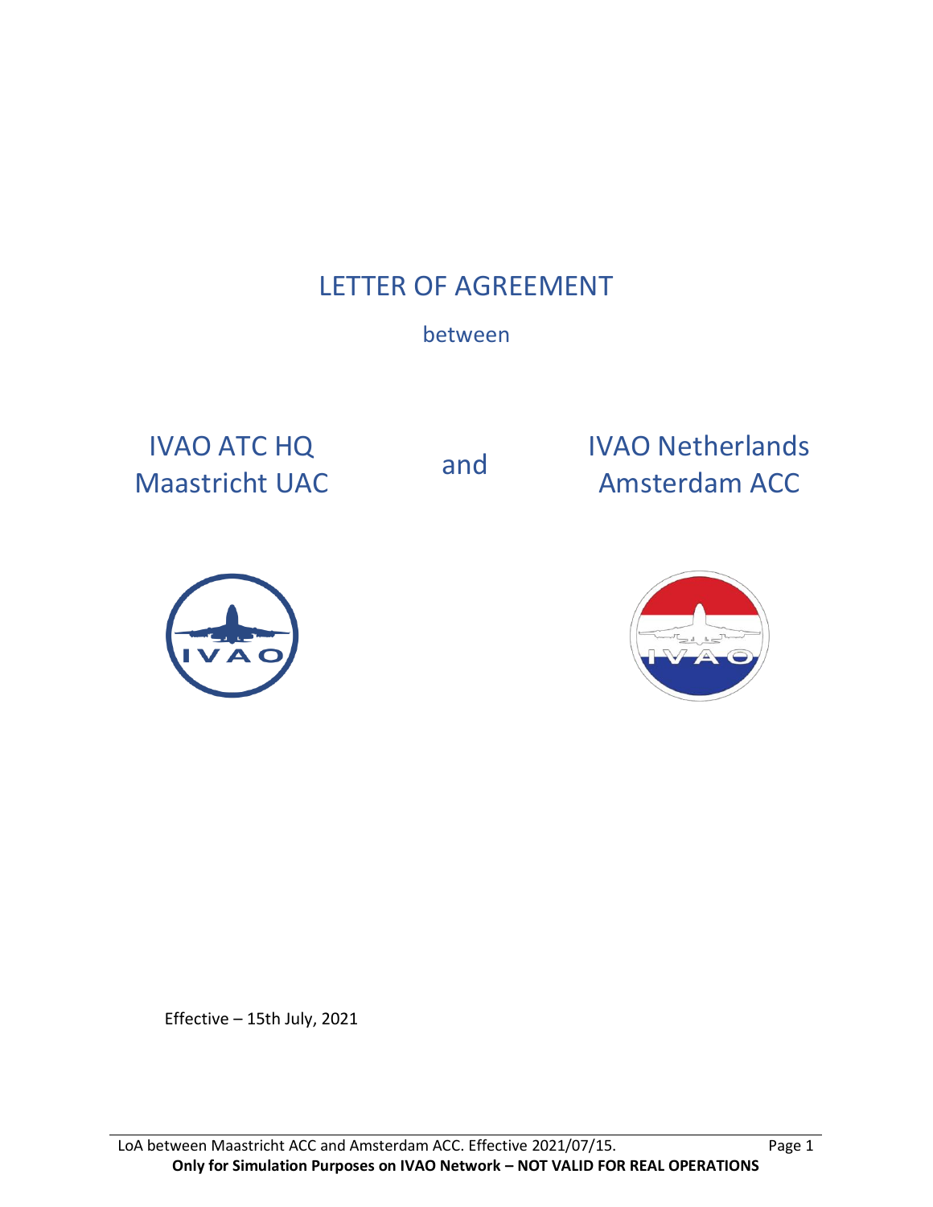# LETTER OF AGREEMENT

between

IVAO ATC HQ
Maastricht UAC

and

IVAO Netherlands
Amsterdam ACC

Effective – 15th July, 2021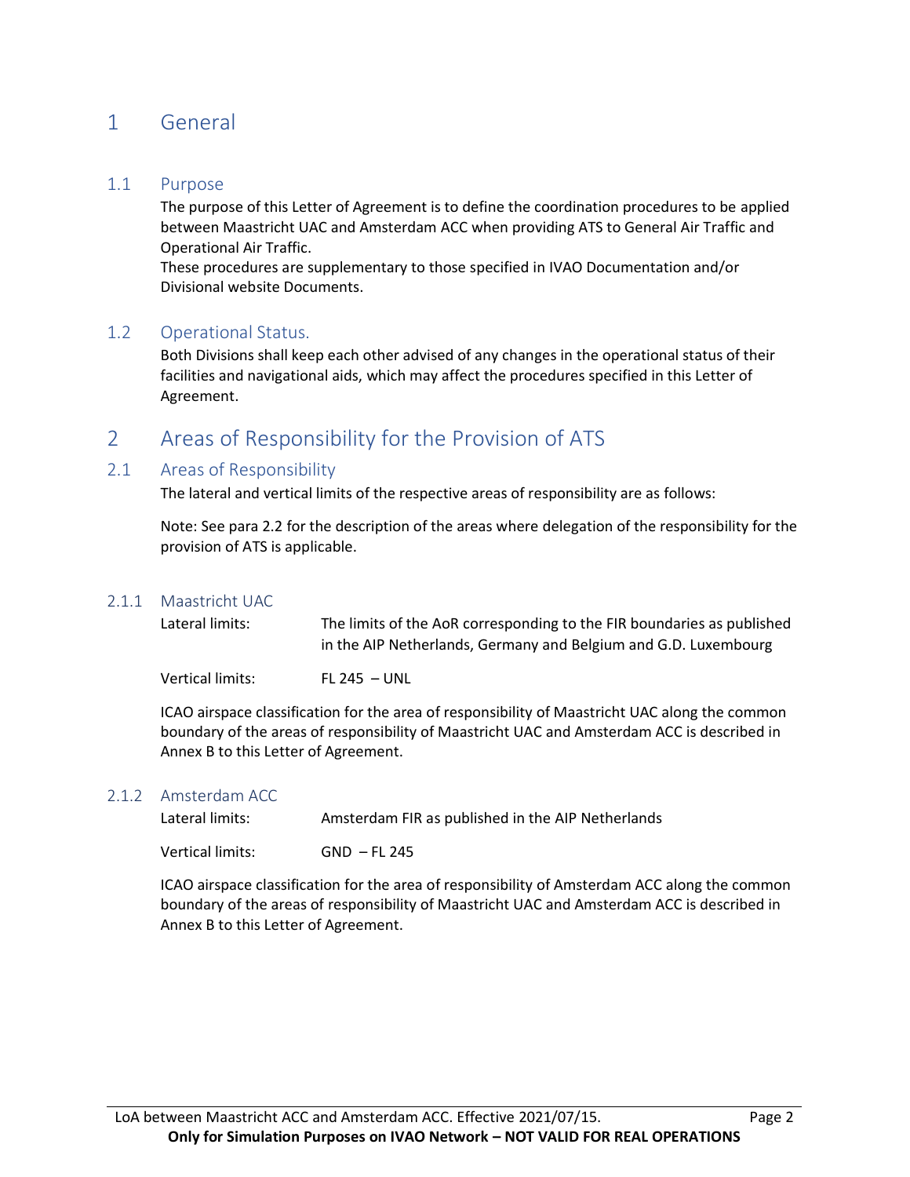# 1 General

## 1.1 Purpose

The purpose of this Letter of Agreement is to define the coordination procedures to be applied between Maastricht UAC and Amsterdam ACC when providing ATS to General Air Traffic and Operational Air Traffic.
These procedures are supplementary to those specified in IVAO Documentation and/or Divisional website Documents.

## 1.2 Operational Status.

Both Divisions shall keep each other advised of any changes in the operational status of their facilities and navigational aids, which may affect the procedures specified in this Letter of Agreement.

# 2 Areas of Responsibility for the Provision of ATS

## 2.1 Areas of Responsibility

The lateral and vertical limits of the respective areas of responsibility are as follows:

Note: See para 2.2 for the description of the areas where delegation of the responsibility for the provision of ATS is applicable.

### 2.1.1 Maastricht UAC

| | |
|---|---|
| Lateral limits: | The limits of the AoR corresponding to the FIR boundaries as published in the AIP Netherlands, Germany and Belgium and G.D. Luxembourg |
| Vertical limits: | FL 245 – UNL |

ICAO airspace classification for the area of responsibility of Maastricht UAC along the common boundary of the areas of responsibility of Maastricht UAC and Amsterdam ACC is described in Annex B to this Letter of Agreement.

### 2.1.2 Amsterdam ACC

| | |
|---|---|
| Lateral limits: | Amsterdam FIR as published in the AIP Netherlands |
| Vertical limits: | GND – FL 245 |

ICAO airspace classification for the area of responsibility of Amsterdam ACC along the common boundary of the areas of responsibility of Maastricht UAC and Amsterdam ACC is described in Annex B to this Letter of Agreement.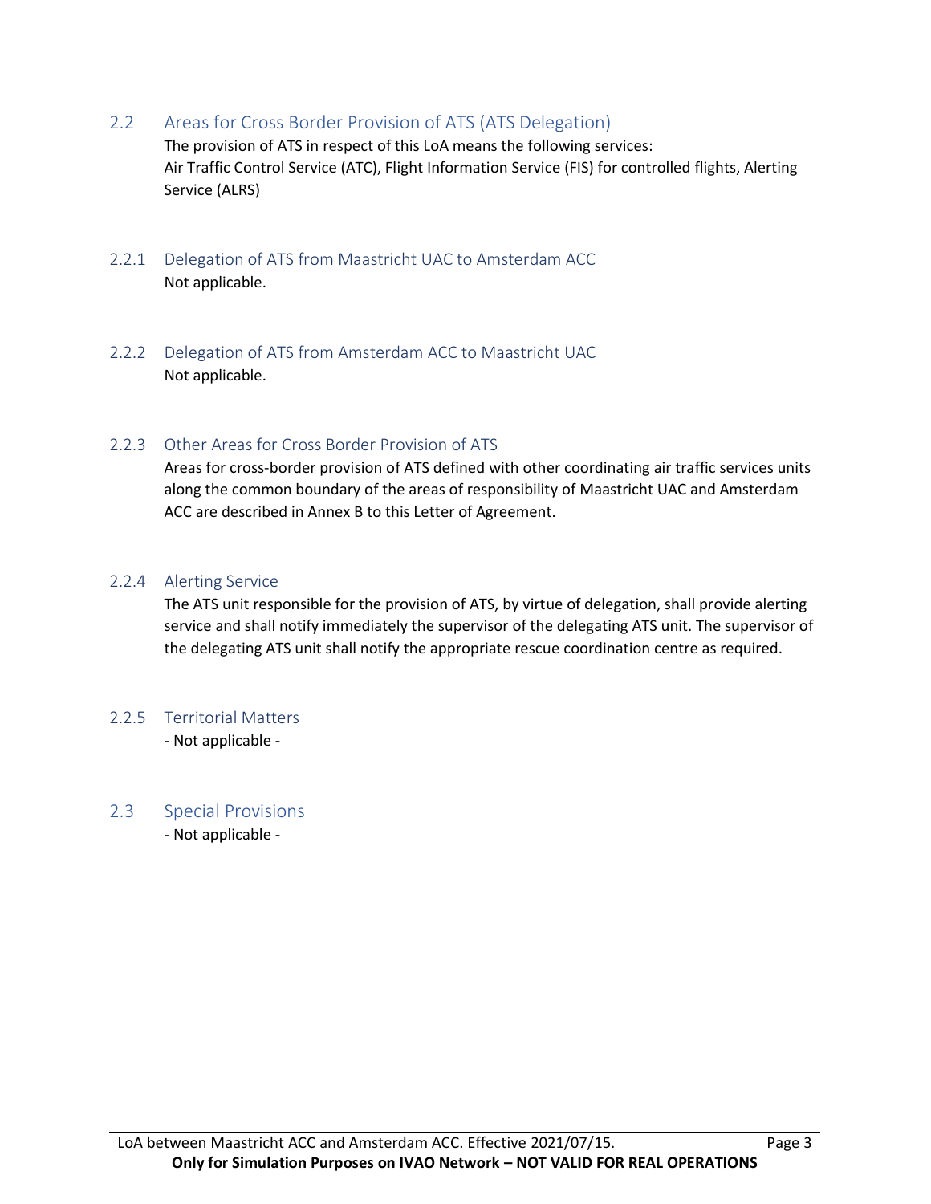## 2.2 Areas for Cross Border Provision of ATS (ATS Delegation)

The provision of ATS in respect of this LoA means the following services:
Air Traffic Control Service (ATC), Flight Information Service (FIS) for controlled flights, Alerting Service (ALRS)

### 2.2.1 Delegation of ATS from Maastricht UAC to Amsterdam ACC

Not applicable.

### 2.2.2 Delegation of ATS from Amsterdam ACC to Maastricht UAC

Not applicable.

### 2.2.3 Other Areas for Cross Border Provision of ATS

Areas for cross-border provision of ATS defined with other coordinating air traffic services units along the common boundary of the areas of responsibility of Maastricht UAC and Amsterdam ACC are described in Annex B to this Letter of Agreement.

### 2.2.4 Alerting Service

The ATS unit responsible for the provision of ATS, by virtue of delegation, shall provide alerting service and shall notify immediately the supervisor of the delegating ATS unit. The supervisor of the delegating ATS unit shall notify the appropriate rescue coordination centre as required.

### 2.2.5 Territorial Matters

- Not applicable -

## 2.3 Special Provisions

- Not applicable -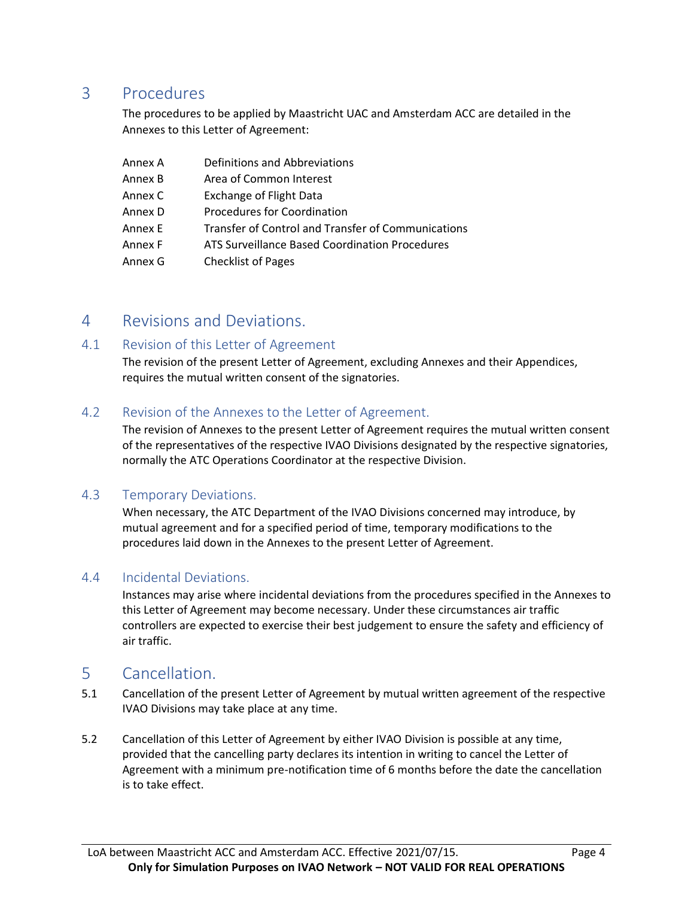# 3 Procedures

The procedures to be applied by Maastricht UAC and Amsterdam ACC are detailed in the Annexes to this Letter of Agreement:

| | |
|---|---|
| Annex A | Definitions and Abbreviations |
| Annex B | Area of Common Interest |
| Annex C | Exchange of Flight Data |
| Annex D | Procedures for Coordination |
| Annex E | Transfer of Control and Transfer of Communications |
| Annex F | ATS Surveillance Based Coordination Procedures |
| Annex G | Checklist of Pages |

# 4 Revisions and Deviations.

## 4.1 Revision of this Letter of Agreement

The revision of the present Letter of Agreement, excluding Annexes and their Appendices, requires the mutual written consent of the signatories.

## 4.2 Revision of the Annexes to the Letter of Agreement.

The revision of Annexes to the present Letter of Agreement requires the mutual written consent of the representatives of the respective IVAO Divisions designated by the respective signatories, normally the ATC Operations Coordinator at the respective Division.

## 4.3 Temporary Deviations.

When necessary, the ATC Department of the IVAO Divisions concerned may introduce, by mutual agreement and for a specified period of time, temporary modifications to the procedures laid down in the Annexes to the present Letter of Agreement.

## 4.4 Incidental Deviations.

Instances may arise where incidental deviations from the procedures specified in the Annexes to this Letter of Agreement may become necessary. Under these circumstances air traffic controllers are expected to exercise their best judgement to ensure the safety and efficiency of air traffic.

# 5 Cancellation.

5.1 Cancellation of the present Letter of Agreement by mutual written agreement of the respective IVAO Divisions may take place at any time.

5.2 Cancellation of this Letter of Agreement by either IVAO Division is possible at any time, provided that the cancelling party declares its intention in writing to cancel the Letter of Agreement with a minimum pre-notification time of 6 months before the date the cancellation is to take effect.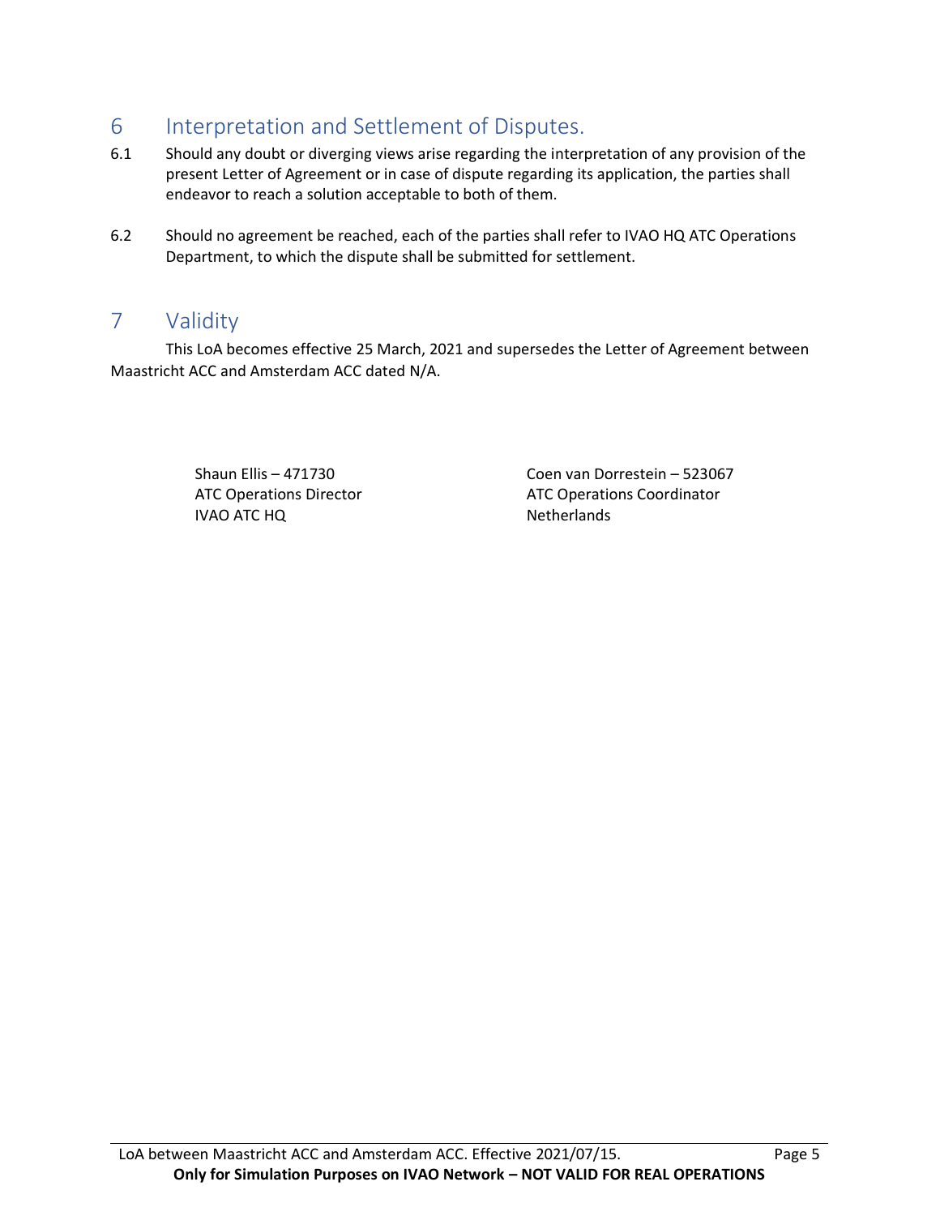# 6 Interpretation and Settlement of Disputes.

6.1 Should any doubt or diverging views arise regarding the interpretation of any provision of the present Letter of Agreement or in case of dispute regarding its application, the parties shall endeavor to reach a solution acceptable to both of them.

6.2 Should no agreement be reached, each of the parties shall refer to IVAO HQ ATC Operations Department, to which the dispute shall be submitted for settlement.

# 7 Validity

This LoA becomes effective 25 March, 2021 and supersedes the Letter of Agreement between Maastricht ACC and Amsterdam ACC dated N/A.

Shaun Ellis – 471730
ATC Operations Director
IVAO ATC HQ

Coen van Dorrestein – 523067
ATC Operations Coordinator
Netherlands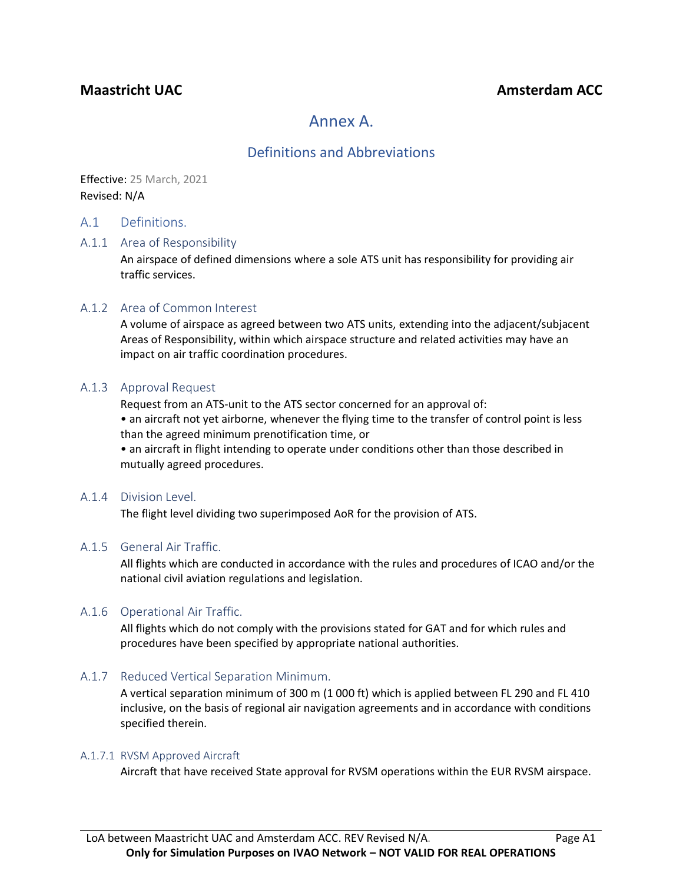**Maastricht UAC** **Amsterdam ACC**

# Annex A.

## Definitions and Abbreviations

Effective: 25 March, 2021
Revised: N/A

## A.1 Definitions.

### A.1.1 Area of Responsibility

An airspace of defined dimensions where a sole ATS unit has responsibility for providing air traffic services.

### A.1.2 Area of Common Interest

A volume of airspace as agreed between two ATS units, extending into the adjacent/subjacent Areas of Responsibility, within which airspace structure and related activities may have an impact on air traffic coordination procedures.

### A.1.3 Approval Request

Request from an ATS-unit to the ATS sector concerned for an approval of:

- an aircraft not yet airborne, whenever the flying time to the transfer of control point is less than the agreed minimum prenotification time, or
- an aircraft in flight intending to operate under conditions other than those described in mutually agreed procedures.

### A.1.4 Division Level.

The flight level dividing two superimposed AoR for the provision of ATS.

### A.1.5 General Air Traffic.

All flights which are conducted in accordance with the rules and procedures of ICAO and/or the national civil aviation regulations and legislation.

### A.1.6 Operational Air Traffic.

All flights which do not comply with the provisions stated for GAT and for which rules and procedures have been specified by appropriate national authorities.

### A.1.7 Reduced Vertical Separation Minimum.

A vertical separation minimum of 300 m (1 000 ft) which is applied between FL 290 and FL 410 inclusive, on the basis of regional air navigation agreements and in accordance with conditions specified therein.

#### A.1.7.1 RVSM Approved Aircraft

Aircraft that have received State approval for RVSM operations within the EUR RVSM airspace.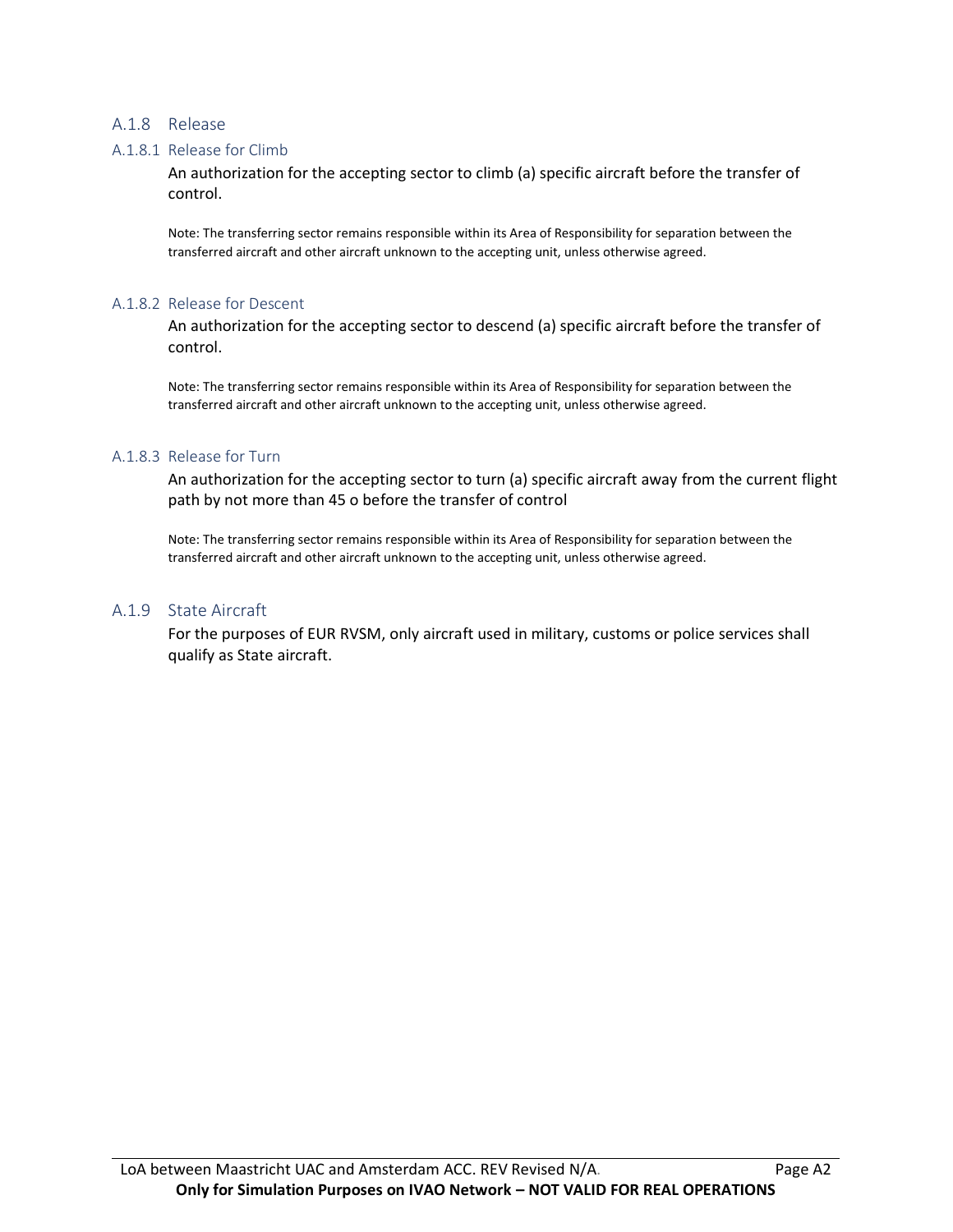## A.1.8 Release

### A.1.8.1 Release for Climb

An authorization for the accepting sector to climb (a) specific aircraft before the transfer of control.

Note: The transferring sector remains responsible within its Area of Responsibility for separation between the transferred aircraft and other aircraft unknown to the accepting unit, unless otherwise agreed.

### A.1.8.2 Release for Descent

An authorization for the accepting sector to descend (a) specific aircraft before the transfer of control.

Note: The transferring sector remains responsible within its Area of Responsibility for separation between the transferred aircraft and other aircraft unknown to the accepting unit, unless otherwise agreed.

### A.1.8.3 Release for Turn

An authorization for the accepting sector to turn (a) specific aircraft away from the current flight path by not more than 45 o before the transfer of control

Note: The transferring sector remains responsible within its Area of Responsibility for separation between the transferred aircraft and other aircraft unknown to the accepting unit, unless otherwise agreed.

## A.1.9 State Aircraft

For the purposes of EUR RVSM, only aircraft used in military, customs or police services shall qualify as State aircraft.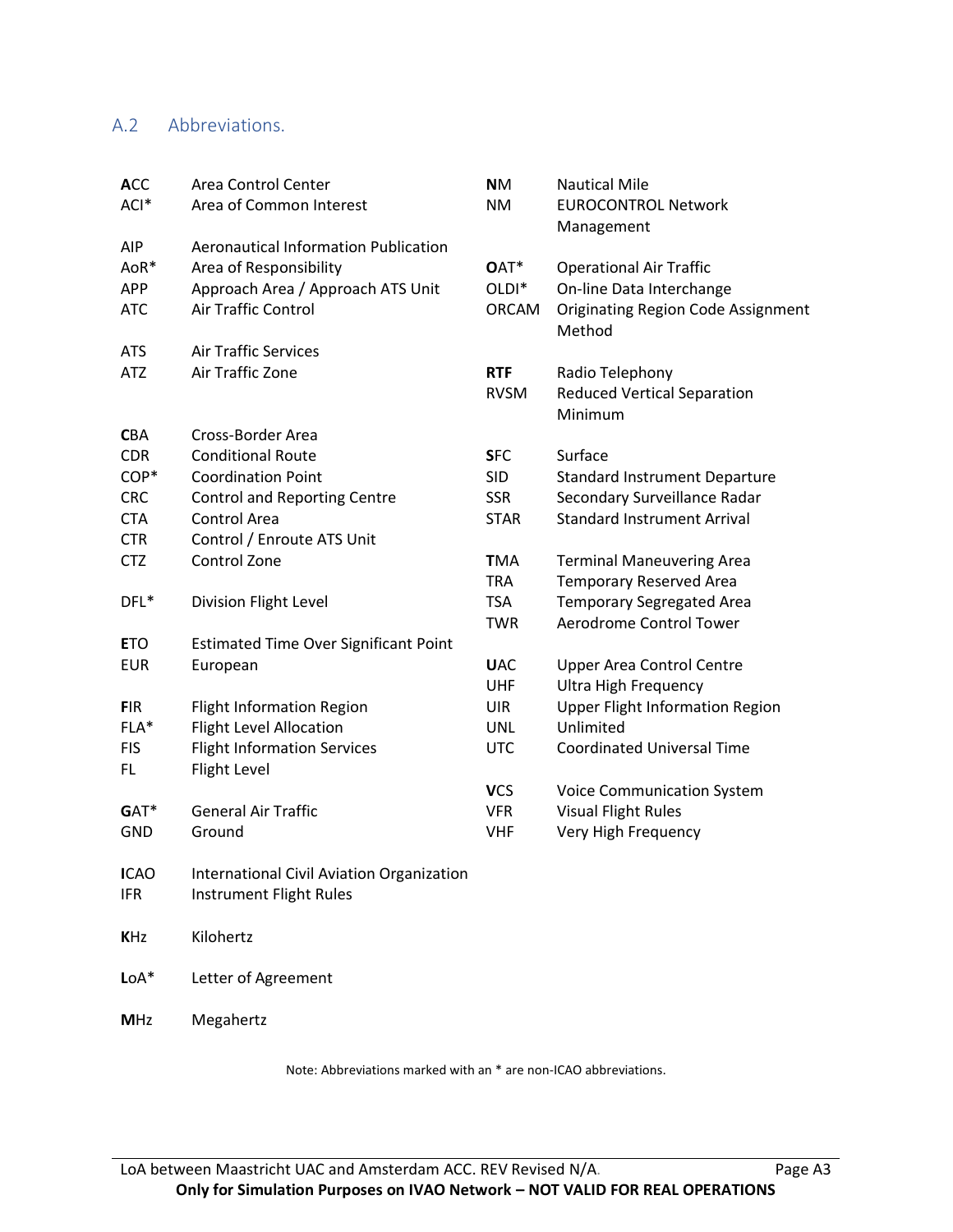## A.2 Abbreviations.

| Abbreviation | Meaning |
|---|---|
| **A**CC | Area Control Center |
| ACI* | Area of Common Interest |
| AIP | Aeronautical Information Publication |
| AoR* | Area of Responsibility |
| APP | Approach Area / Approach ATS Unit |
| ATC | Air Traffic Control |
| ATS | Air Traffic Services |
| ATZ | Air Traffic Zone |
| **C**BA | Cross-Border Area |
| CDR | Conditional Route |
| COP* | Coordination Point |
| CRC | Control and Reporting Centre |
| CTA | Control Area |
| CTR | Control / Enroute ATS Unit |
| CTZ | Control Zone |
| DFL* | Division Flight Level |
| **E**TO | Estimated Time Over Significant Point |
| EUR | European |
| **F**IR | Flight Information Region |
| FLA* | Flight Level Allocation |
| FIS | Flight Information Services |
| FL | Flight Level |
| **G**AT* | General Air Traffic |
| GND | Ground |
| **I**CAO | International Civil Aviation Organization |
| IFR | Instrument Flight Rules |
| **K**Hz | Kilohertz |
| **L**oA* | Letter of Agreement |
| **M**Hz | Megahertz |
| **N**M | Nautical Mile |
| NM | EUROCONTROL Network Management |
| **O**AT* | Operational Air Traffic |
| OLDI* | On-line Data Interchange |
| ORCAM | Originating Region Code Assignment Method |
| **RTF** | Radio Telephony |
| RVSM | Reduced Vertical Separation Minimum |
| **S**FC | Surface |
| SID | Standard Instrument Departure |
| SSR | Secondary Surveillance Radar |
| STAR | Standard Instrument Arrival |
| **T**MA | Terminal Maneuvering Area |
| TRA | Temporary Reserved Area |
| TSA | Temporary Segregated Area |
| TWR | Aerodrome Control Tower |
| **U**AC | Upper Area Control Centre |
| UHF | Ultra High Frequency |
| UIR | Upper Flight Information Region |
| UNL | Unlimited |
| UTC | Coordinated Universal Time |
| **V**CS | Voice Communication System |
| VFR | Visual Flight Rules |
| VHF | Very High Frequency |

Note: Abbreviations marked with an * are non-ICAO abbreviations.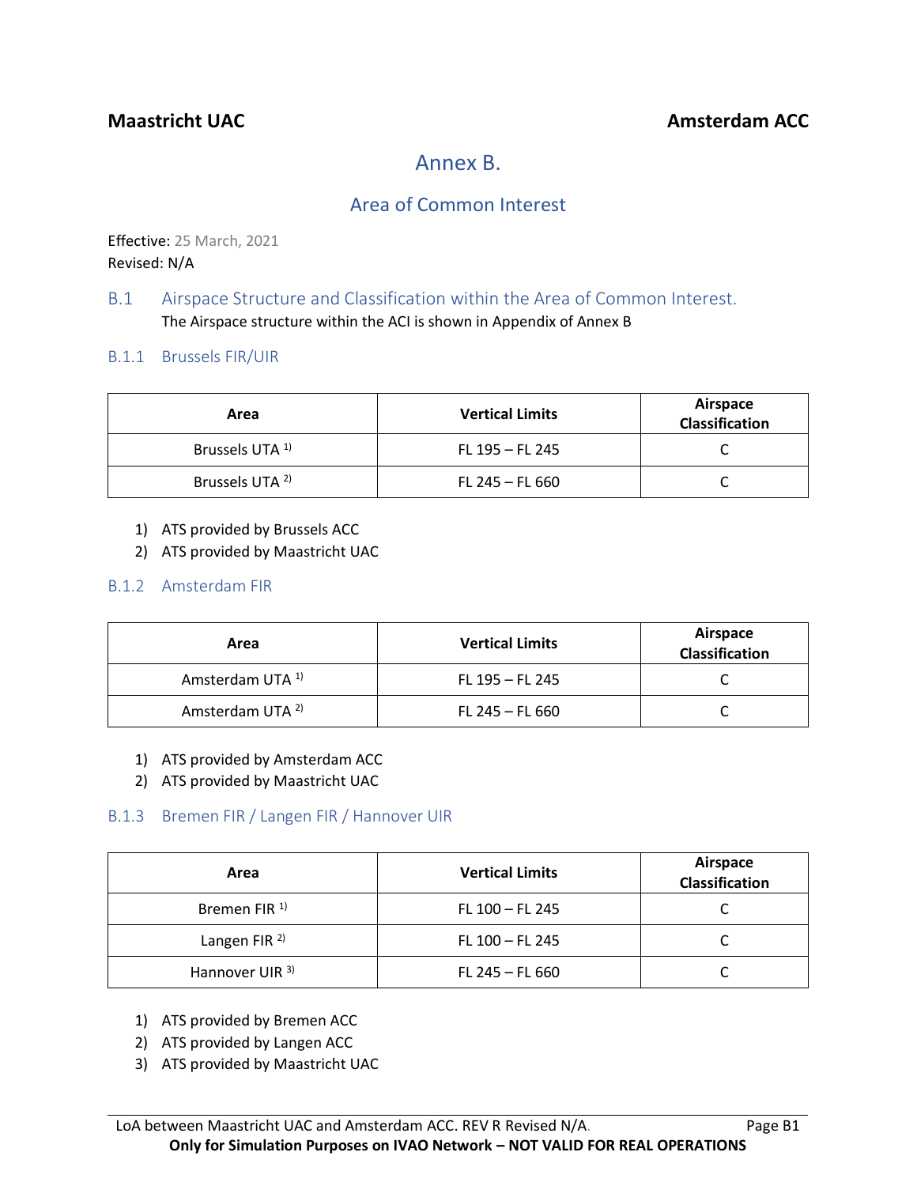# Annex B.

## Area of Common Interest

Effective: 25 March, 2021
Revised: N/A

### B.1 Airspace Structure and Classification within the Area of Common Interest.

The Airspace structure within the ACI is shown in Appendix of Annex B

#### B.1.1 Brussels FIR/UIR

| Area | Vertical Limits | Airspace Classification |
|---|---|---|
| Brussels UTA [1)] | FL 195 – FL 245 | C |
| Brussels UTA [2)] | FL 245 – FL 660 | C |

1) ATS provided by Brussels ACC
2) ATS provided by Maastricht UAC

#### B.1.2 Amsterdam FIR

| Area | Vertical Limits | Airspace Classification |
|---|---|---|
| Amsterdam UTA [1)] | FL 195 – FL 245 | C |
| Amsterdam UTA [2)] | FL 245 – FL 660 | C |

1) ATS provided by Amsterdam ACC
2) ATS provided by Maastricht UAC

#### B.1.3 Bremen FIR / Langen FIR / Hannover UIR

| Area | Vertical Limits | Airspace Classification |
|---|---|---|
| Bremen FIR [1)] | FL 100 – FL 245 | C |
| Langen FIR [2)] | FL 100 – FL 245 | C |
| Hannover UIR [3)] | FL 245 – FL 660 | C |

1) ATS provided by Bremen ACC
2) ATS provided by Langen ACC
3) ATS provided by Maastricht UAC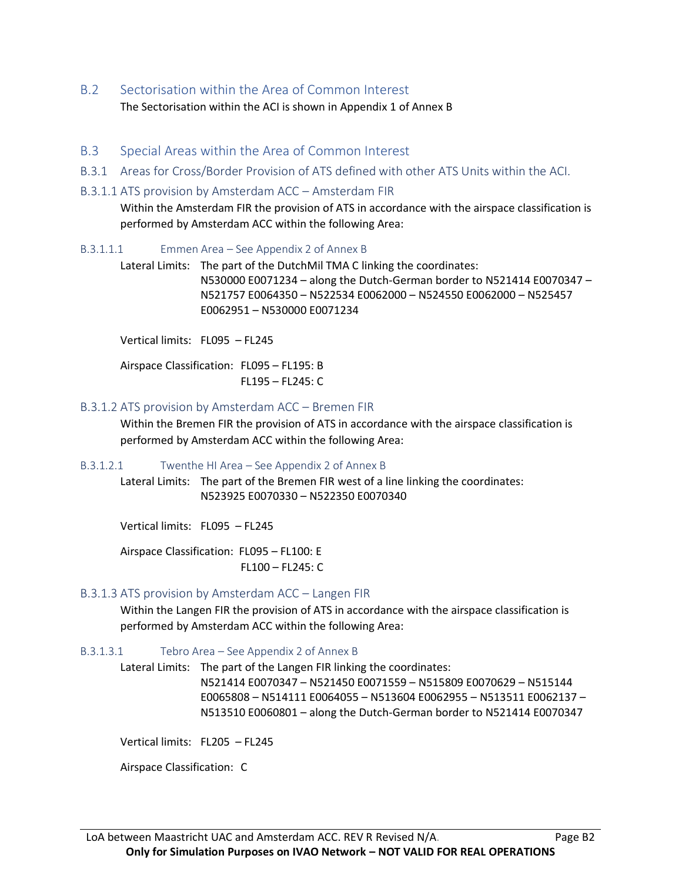## B.2 Sectorisation within the Area of Common Interest

The Sectorisation within the ACI is shown in Appendix 1 of Annex B

## B.3 Special Areas within the Area of Common Interest

### B.3.1 Areas for Cross/Border Provision of ATS defined with other ATS Units within the ACI.

#### B.3.1.1 ATS provision by Amsterdam ACC – Amsterdam FIR

Within the Amsterdam FIR the provision of ATS in accordance with the airspace classification is performed by Amsterdam ACC within the following Area:

##### B.3.1.1.1 Emmen Area – See Appendix 2 of Annex B

Lateral Limits: The part of the DutchMil TMA C linking the coordinates:
N530000 E0071234 – along the Dutch-German border to N521414 E0070347 – N521757 E0064350 – N522534 E0062000 – N524550 E0062000 – N525457 E0062951 – N530000 E0071234

Vertical limits: FL095 – FL245

Airspace Classification: FL095 – FL195: B
FL195 – FL245: C

#### B.3.1.2 ATS provision by Amsterdam ACC – Bremen FIR

Within the Bremen FIR the provision of ATS in accordance with the airspace classification is performed by Amsterdam ACC within the following Area:

##### B.3.1.2.1 Twenthe HI Area – See Appendix 2 of Annex B

Lateral Limits: The part of the Bremen FIR west of a line linking the coordinates:
N523925 E0070330 – N522350 E0070340

Vertical limits: FL095 – FL245

Airspace Classification: FL095 – FL100: E
FL100 – FL245: C

#### B.3.1.3 ATS provision by Amsterdam ACC – Langen FIR

Within the Langen FIR the provision of ATS in accordance with the airspace classification is performed by Amsterdam ACC within the following Area:

##### B.3.1.3.1 Tebro Area – See Appendix 2 of Annex B

Lateral Limits: The part of the Langen FIR linking the coordinates:
N521414 E0070347 – N521450 E0071559 – N515809 E0070629 – N515144 E0065808 – N514111 E0064055 – N513604 E0062955 – N513511 E0062137 – N513510 E0060801 – along the Dutch-German border to N521414 E0070347

Vertical limits: FL205 – FL245

Airspace Classification: C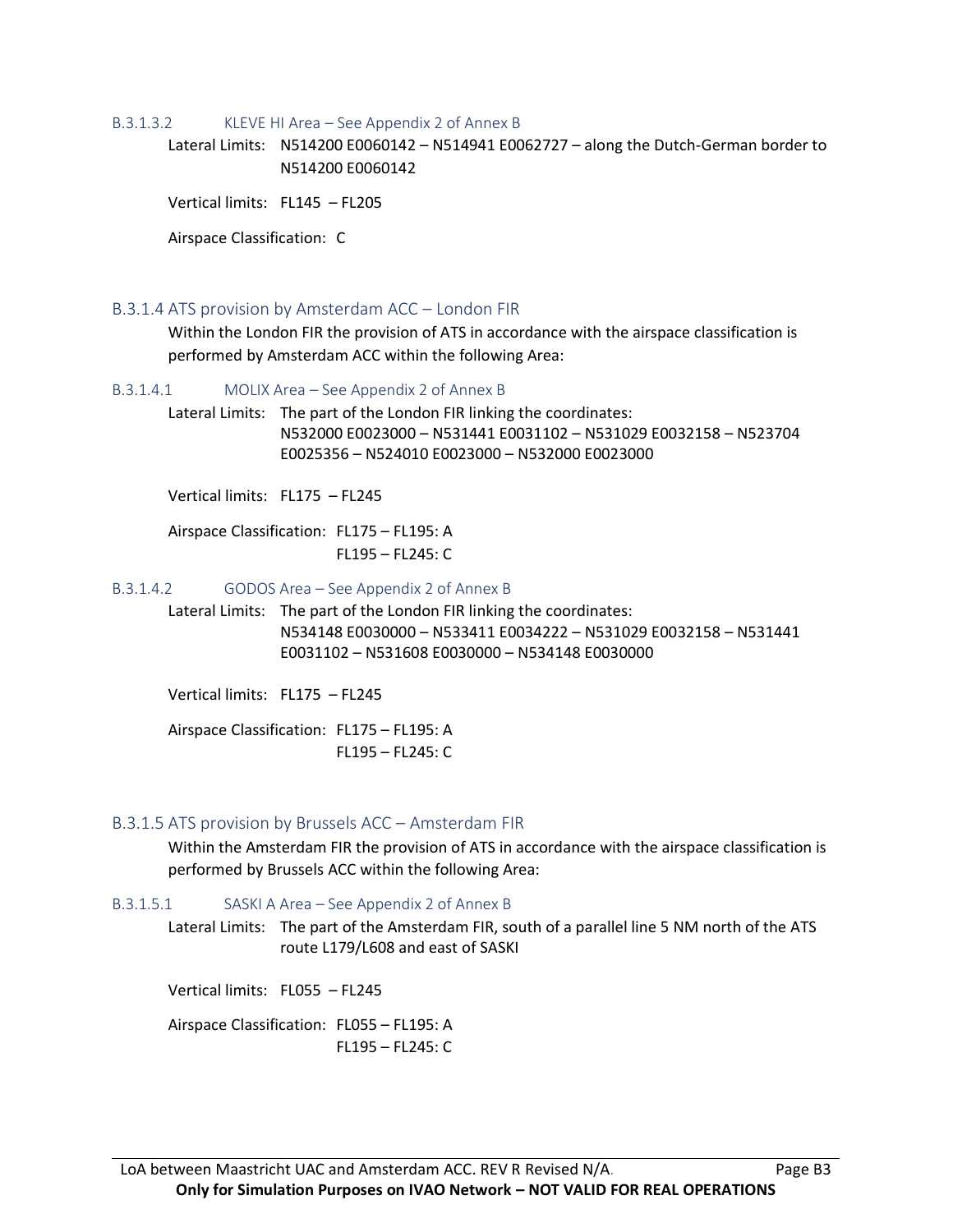#### B.3.1.3.2 KLEVE HI Area – See Appendix 2 of Annex B

Lateral Limits: N514200 E0060142 – N514941 E0062727 – along the Dutch-German border to N514200 E0060142

Vertical limits: FL145 – FL205

Airspace Classification: C

### B.3.1.4 ATS provision by Amsterdam ACC – London FIR

Within the London FIR the provision of ATS in accordance with the airspace classification is performed by Amsterdam ACC within the following Area:

#### B.3.1.4.1 MOLIX Area – See Appendix 2 of Annex B

Lateral Limits: The part of the London FIR linking the coordinates:
N532000 E0023000 – N531441 E0031102 – N531029 E0032158 – N523704 E0025356 – N524010 E0023000 – N532000 E0023000

Vertical limits: FL175 – FL245

Airspace Classification: FL175 – FL195: A
FL195 – FL245: C

#### B.3.1.4.2 GODOS Area – See Appendix 2 of Annex B

Lateral Limits: The part of the London FIR linking the coordinates:
N534148 E0030000 – N533411 E0034222 – N531029 E0032158 – N531441 E0031102 – N531608 E0030000 – N534148 E0030000

Vertical limits: FL175 – FL245

Airspace Classification: FL175 – FL195: A
FL195 – FL245: C

### B.3.1.5 ATS provision by Brussels ACC – Amsterdam FIR

Within the Amsterdam FIR the provision of ATS in accordance with the airspace classification is performed by Brussels ACC within the following Area:

#### B.3.1.5.1 SASKI A Area – See Appendix 2 of Annex B

Lateral Limits: The part of the Amsterdam FIR, south of a parallel line 5 NM north of the ATS route L179/L608 and east of SASKI

Vertical limits: FL055 – FL245

Airspace Classification: FL055 – FL195: A
FL195 – FL245: C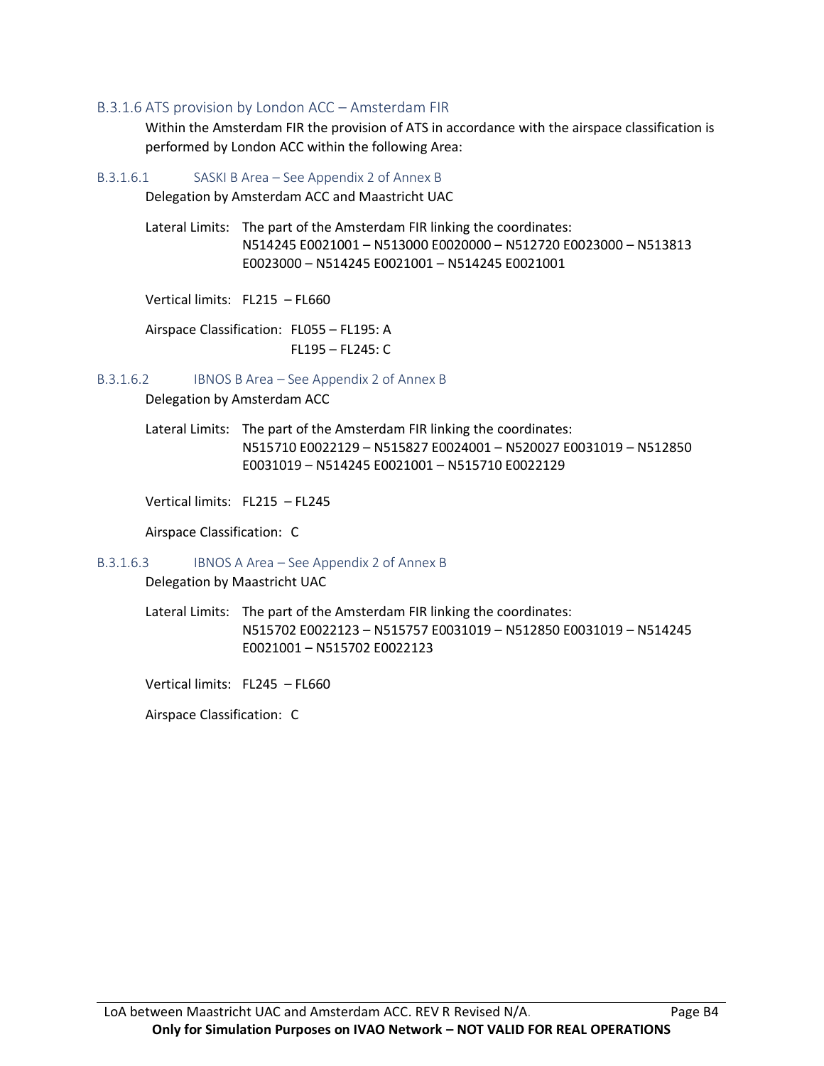### B.3.1.6 ATS provision by London ACC – Amsterdam FIR

Within the Amsterdam FIR the provision of ATS in accordance with the airspace classification is performed by London ACC within the following Area:

#### B.3.1.6.1 SASKI B Area – See Appendix 2 of Annex B

Delegation by Amsterdam ACC and Maastricht UAC

Lateral Limits: The part of the Amsterdam FIR linking the coordinates: N514245 E0021001 – N513000 E0020000 – N512720 E0023000 – N513813 E0023000 – N514245 E0021001 – N514245 E0021001

Vertical limits: FL215 – FL660

Airspace Classification: FL055 – FL195: A
FL195 – FL245: C

#### B.3.1.6.2 IBNOS B Area – See Appendix 2 of Annex B

Delegation by Amsterdam ACC

Lateral Limits: The part of the Amsterdam FIR linking the coordinates: N515710 E0022129 – N515827 E0024001 – N520027 E0031019 – N512850 E0031019 – N514245 E0021001 – N515710 E0022129

Vertical limits: FL215 – FL245

Airspace Classification: C

#### B.3.1.6.3 IBNOS A Area – See Appendix 2 of Annex B

Delegation by Maastricht UAC

Lateral Limits: The part of the Amsterdam FIR linking the coordinates: N515702 E0022123 – N515757 E0031019 – N512850 E0031019 – N514245 E0021001 – N515702 E0022123

Vertical limits: FL245 – FL660

Airspace Classification: C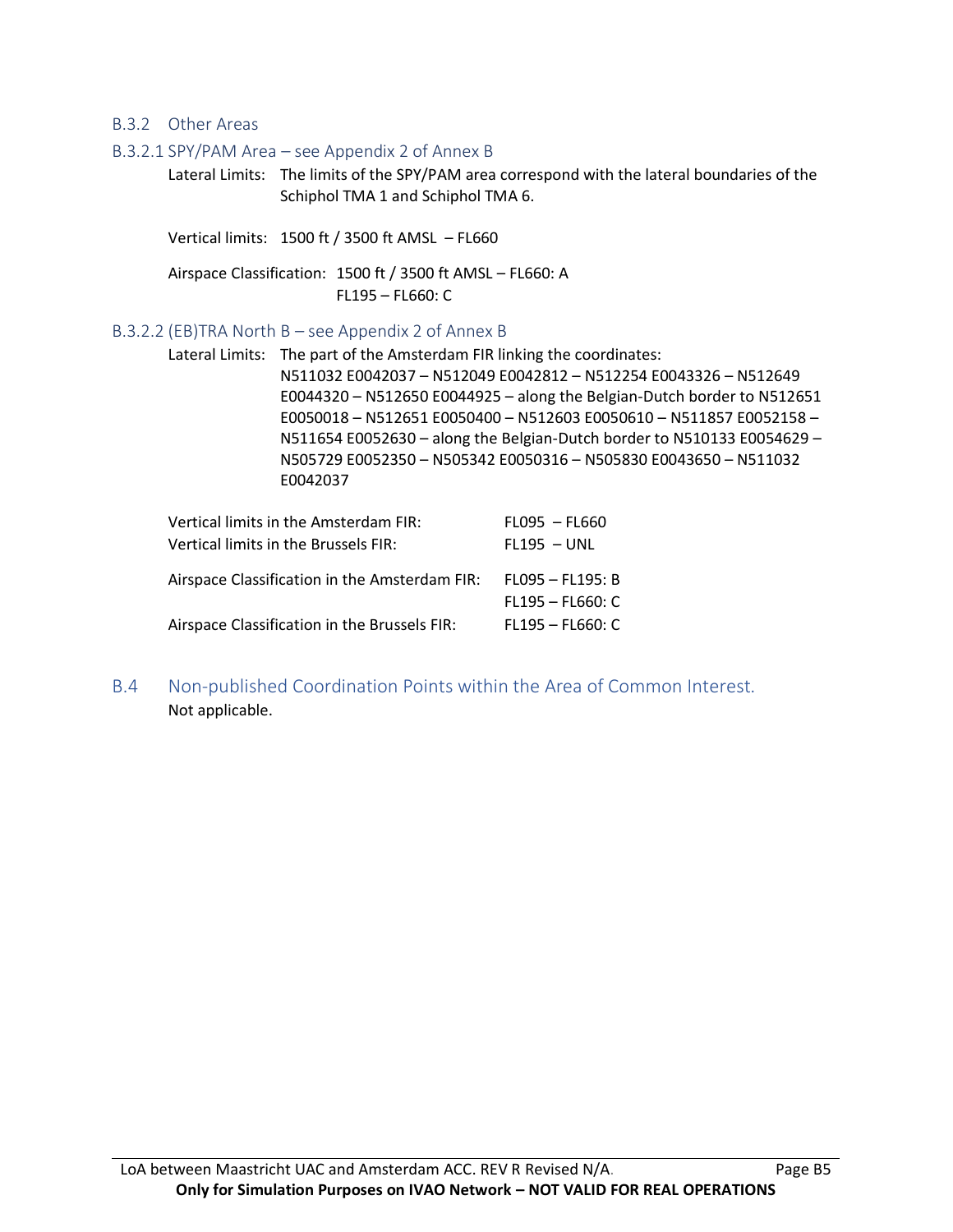### B.3.2 Other Areas

#### B.3.2.1 SPY/PAM Area – see Appendix 2 of Annex B

Lateral Limits: The limits of the SPY/PAM area correspond with the lateral boundaries of the Schiphol TMA 1 and Schiphol TMA 6.

Vertical limits: 1500 ft / 3500 ft AMSL – FL660

Airspace Classification: 1500 ft / 3500 ft AMSL – FL660: A
FL195 – FL660: C

#### B.3.2.2 (EB)TRA North B – see Appendix 2 of Annex B

Lateral Limits: The part of the Amsterdam FIR linking the coordinates:
N511032 E0042037 – N512049 E0042812 – N512254 E0043326 – N512649 E0044320 – N512650 E0044925 – along the Belgian-Dutch border to N512651 E0050018 – N512651 E0050400 – N512603 E0050610 – N511857 E0052158 – N511654 E0052630 – along the Belgian-Dutch border to N510133 E0054629 – N505729 E0052350 – N505342 E0050316 – N505830 E0043650 – N511032 E0042037

| | |
|---|---|
| Vertical limits in the Amsterdam FIR: | FL095 – FL660 |
| Vertical limits in the Brussels FIR: | FL195 – UNL |
| Airspace Classification in the Amsterdam FIR: | FL095 – FL195: B<br>FL195 – FL660: C |
| Airspace Classification in the Brussels FIR: | FL195 – FL660: C |

## B.4 Non-published Coordination Points within the Area of Common Interest.

Not applicable.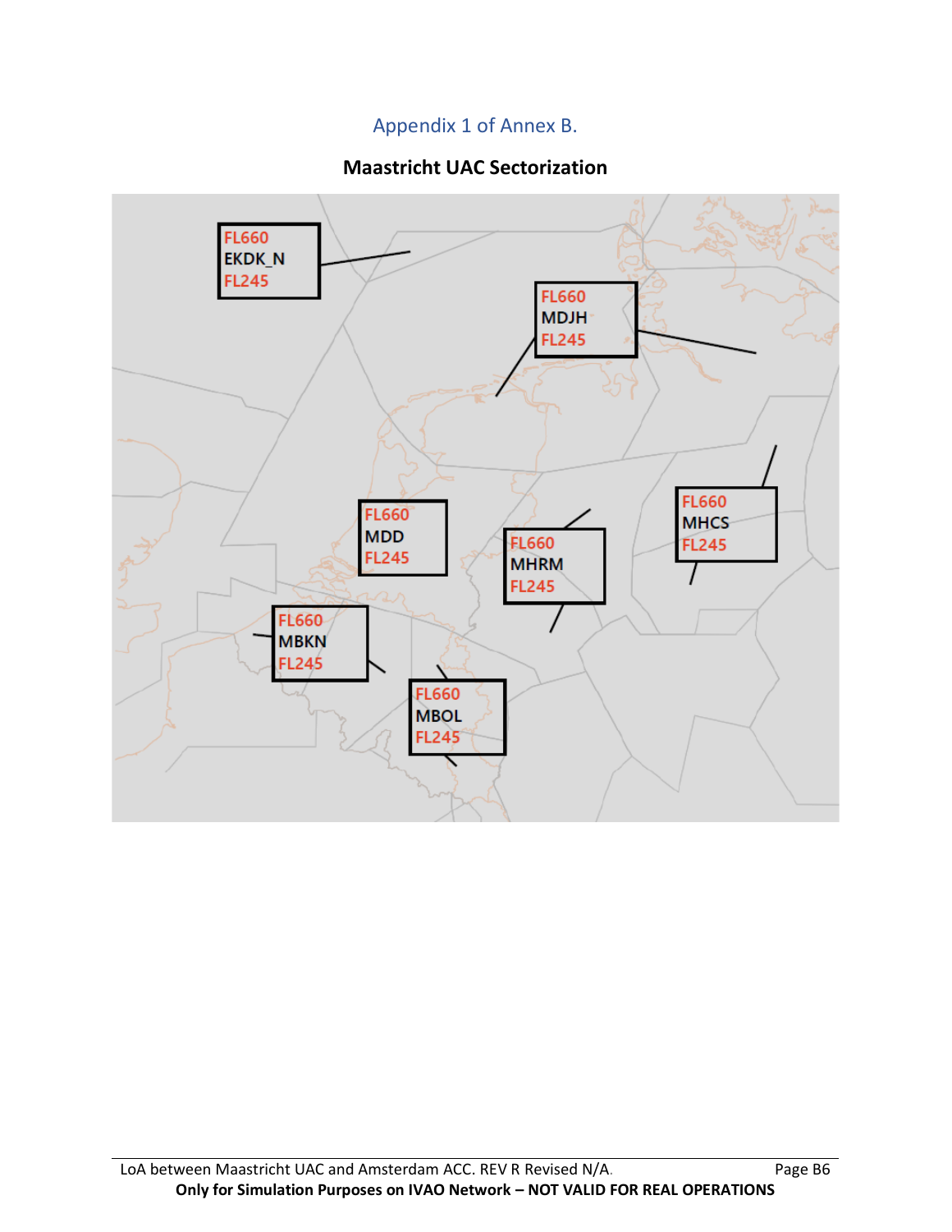Appendix 1 of Annex B.

## Maastricht UAC Sectorization

FL660
EKDK_N
FL245

FL660
MDJH
FL245

FL660
MHCS
FL245

FL660
MDD
FL245

FL660
MHRM
FL245

FL660
MBKN
FL245

FL660
MBOL
FL245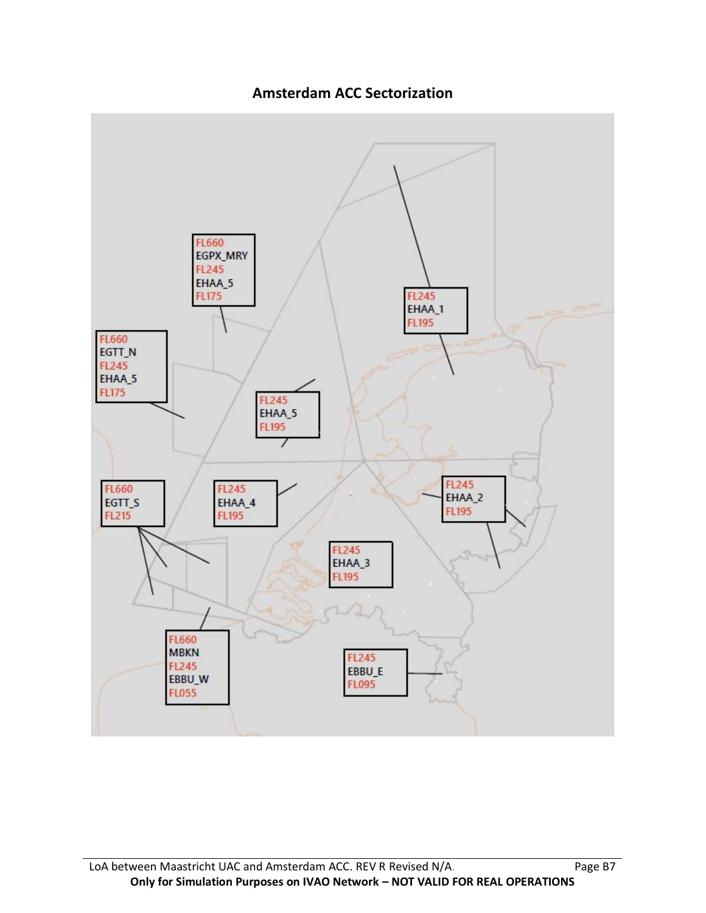## Amsterdam ACC Sectorization

FL660
EGPX_MRY
FL245
EHAA_5
FL175

FL245
EHAA_1
FL195

FL660
EGTT_N
FL245
EHAA_5
FL175

FL245
EHAA_5
FL195

FL660
EGTT_S
FL215

FL245
EHAA_4
FL195

FL245
EHAA_2
FL195

FL245
EHAA_3
FL195

FL660
MBKN
FL245
EBBU_W
FL055

FL245
EBBU_E
FL095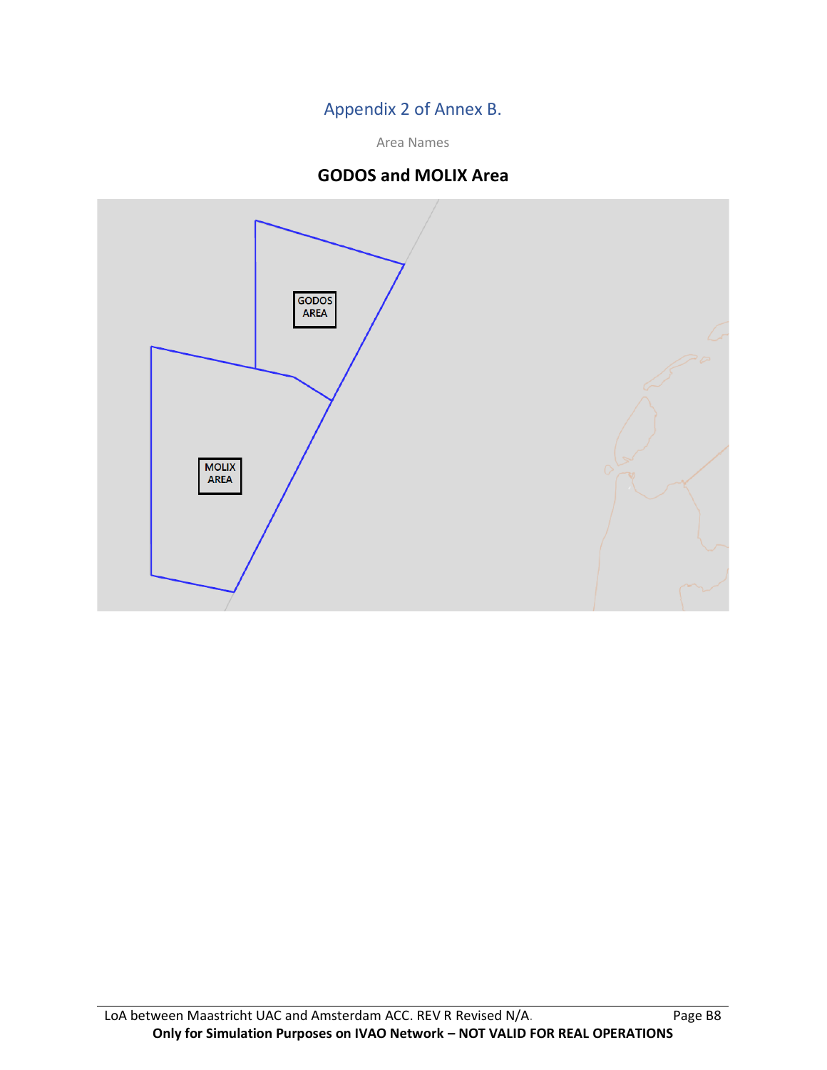## Appendix 2 of Annex B.

Area Names

### GODOS and MOLIX Area

GODOS AREA

MOLIX AREA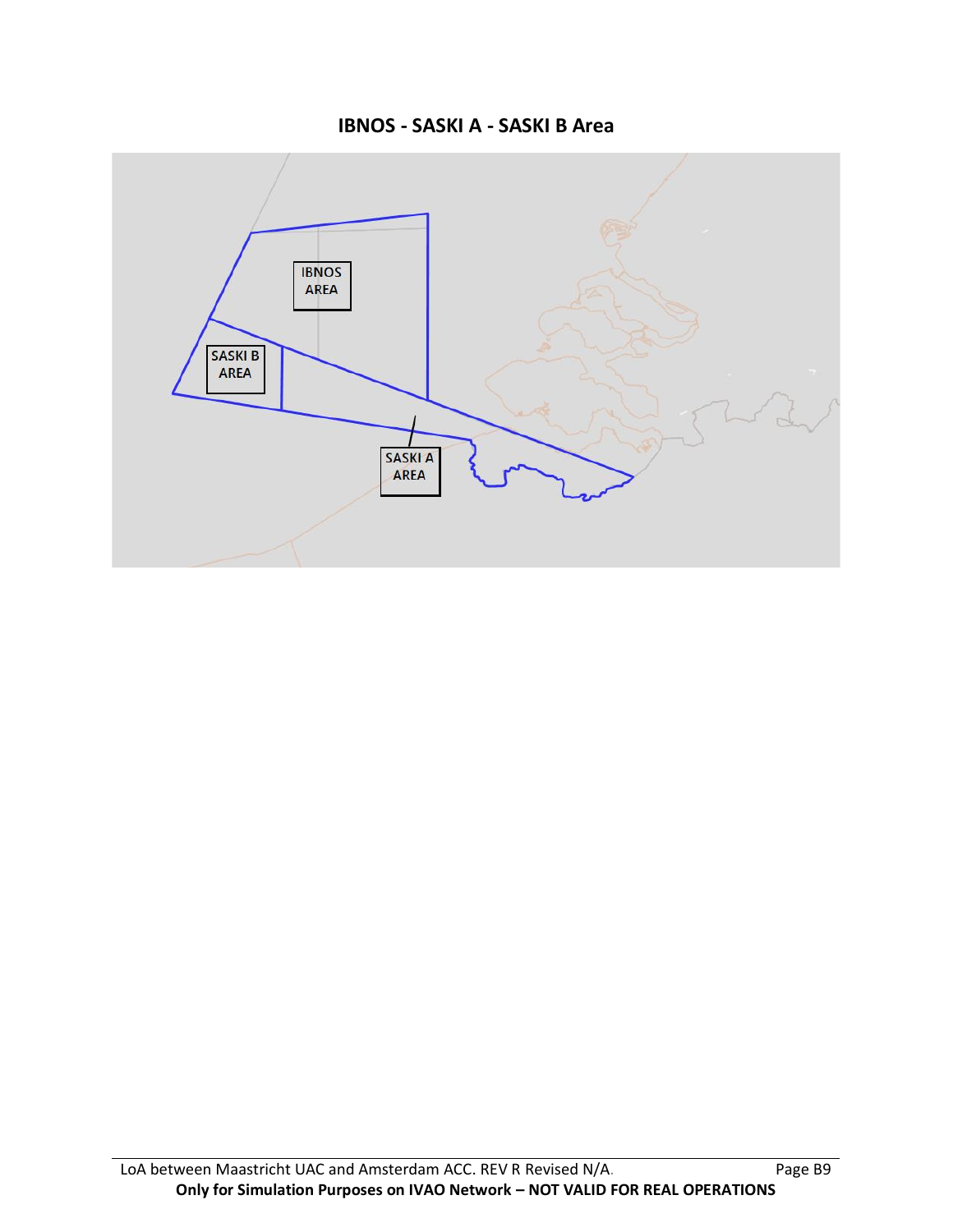## IBNOS - SASKI A - SASKI B Area

IBNOS AREA

SASKI B AREA

SASKI A AREA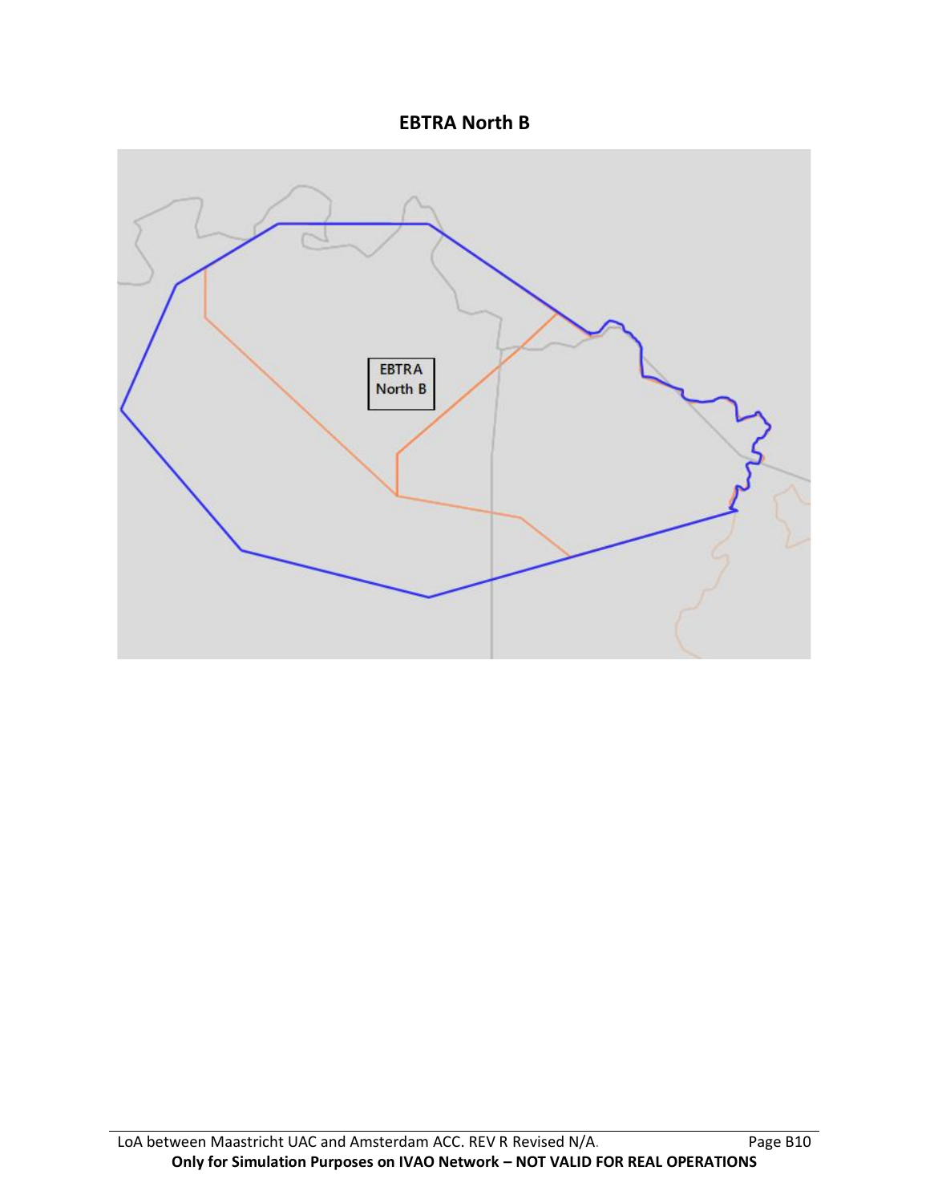## EBTRA North B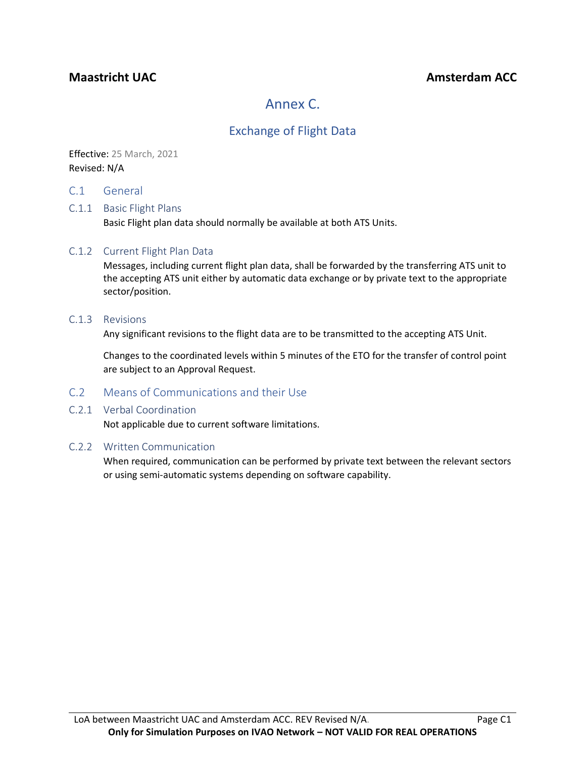**Maastricht UAC** **Amsterdam ACC**

# Annex C.

## Exchange of Flight Data

Effective: 25 March, 2021
Revised: N/A

## C.1 General

### C.1.1 Basic Flight Plans

Basic Flight plan data should normally be available at both ATS Units.

### C.1.2 Current Flight Plan Data

Messages, including current flight plan data, shall be forwarded by the transferring ATS unit to the accepting ATS unit either by automatic data exchange or by private text to the appropriate sector/position.

### C.1.3 Revisions

Any significant revisions to the flight data are to be transmitted to the accepting ATS Unit.

Changes to the coordinated levels within 5 minutes of the ETO for the transfer of control point are subject to an Approval Request.

## C.2 Means of Communications and their Use

### C.2.1 Verbal Coordination

Not applicable due to current software limitations.

### C.2.2 Written Communication

When required, communication can be performed by private text between the relevant sectors or using semi-automatic systems depending on software capability.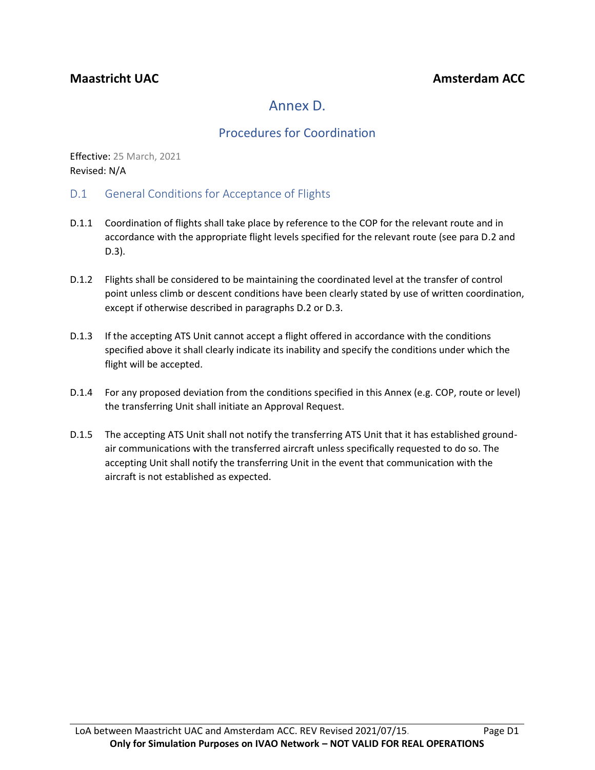**Maastricht UAC** **Amsterdam ACC**

# Annex D.

## Procedures for Coordination

Effective: 25 March, 2021
Revised: N/A

### D.1 General Conditions for Acceptance of Flights

D.1.1 Coordination of flights shall take place by reference to the COP for the relevant route and in accordance with the appropriate flight levels specified for the relevant route (see para D.2 and D.3).

D.1.2 Flights shall be considered to be maintaining the coordinated level at the transfer of control point unless climb or descent conditions have been clearly stated by use of written coordination, except if otherwise described in paragraphs D.2 or D.3.

D.1.3 If the accepting ATS Unit cannot accept a flight offered in accordance with the conditions specified above it shall clearly indicate its inability and specify the conditions under which the flight will be accepted.

D.1.4 For any proposed deviation from the conditions specified in this Annex (e.g. COP, route or level) the transferring Unit shall initiate an Approval Request.

D.1.5 The accepting ATS Unit shall not notify the transferring ATS Unit that it has established ground-air communications with the transferred aircraft unless specifically requested to do so. The accepting Unit shall notify the transferring Unit in the event that communication with the aircraft is not established as expected.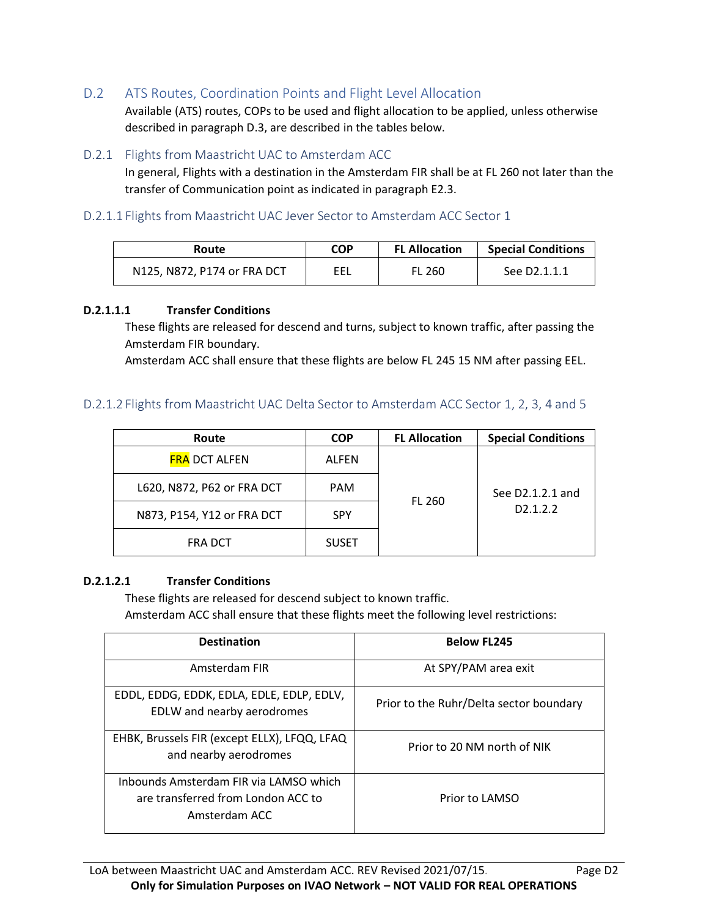## D.2 ATS Routes, Coordination Points and Flight Level Allocation

Available (ATS) routes, COPs to be used and flight allocation to be applied, unless otherwise described in paragraph D.3, are described in the tables below.

### D.2.1 Flights from Maastricht UAC to Amsterdam ACC

In general, Flights with a destination in the Amsterdam FIR shall be at FL 260 not later than the transfer of Communication point as indicated in paragraph E2.3.

#### D.2.1.1 Flights from Maastricht UAC Jever Sector to Amsterdam ACC Sector 1

| Route | COP | FL Allocation | Special Conditions |
|---|---|---|---|
| N125, N872, P174 or FRA DCT | EEL | FL 260 | See D2.1.1.1 |

**D.2.1.1.1 Transfer Conditions**

These flights are released for descend and turns, subject to known traffic, after passing the Amsterdam FIR boundary.
Amsterdam ACC shall ensure that these flights are below FL 245 15 NM after passing EEL.

#### D.2.1.2 Flights from Maastricht UAC Delta Sector to Amsterdam ACC Sector 1, 2, 3, 4 and 5

| Route | COP | FL Allocation | Special Conditions |
|---|---|---|---|
| FRA DCT ALFEN | ALFEN | FL 260 | See D2.1.2.1 and D2.1.2.2 |
| L620, N872, P62 or FRA DCT | PAM | | |
| N873, P154, Y12 or FRA DCT | SPY | | |
| FRA DCT | SUSET | | |

**D.2.1.2.1 Transfer Conditions**

These flights are released for descend subject to known traffic.
Amsterdam ACC shall ensure that these flights meet the following level restrictions:

| Destination | Below FL245 |
|---|---|
| Amsterdam FIR | At SPY/PAM area exit |
| EDDL, EDDG, EDDK, EDLA, EDLE, EDLP, EDLV, EDLW and nearby aerodromes | Prior to the Ruhr/Delta sector boundary |
| EHBK, Brussels FIR (except ELLX), LFQQ, LFAQ and nearby aerodromes | Prior to 20 NM north of NIK |
| Inbounds Amsterdam FIR via LAMSO which are transferred from London ACC to Amsterdam ACC | Prior to LAMSO |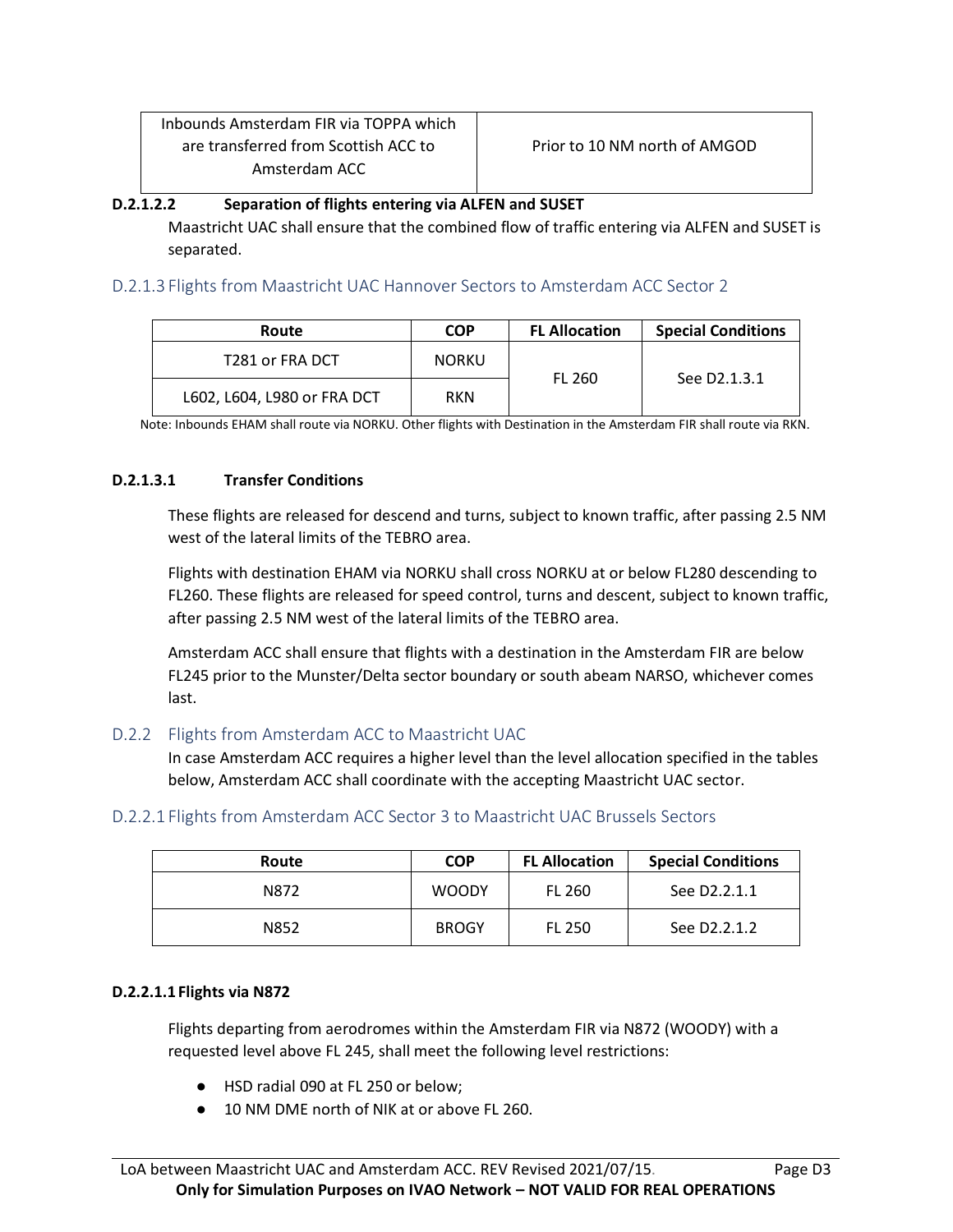| | |
|---|---|
| Inbounds Amsterdam FIR via TOPPA which are transferred from Scottish ACC to Amsterdam ACC | Prior to 10 NM north of AMGOD |

**D.2.1.2.2 Separation of flights entering via ALFEN and SUSET**

Maastricht UAC shall ensure that the combined flow of traffic entering via ALFEN and SUSET is separated.

### D.2.1.3 Flights from Maastricht UAC Hannover Sectors to Amsterdam ACC Sector 2

| Route | COP | FL Allocation | Special Conditions |
|---|---|---|---|
| T281 or FRA DCT | NORKU | FL 260 | See D2.1.3.1 |
| L602, L604, L980 or FRA DCT | RKN | | |

Note: Inbounds EHAM shall route via NORKU. Other flights with Destination in the Amsterdam FIR shall route via RKN.

**D.2.1.3.1 Transfer Conditions**

These flights are released for descend and turns, subject to known traffic, after passing 2.5 NM west of the lateral limits of the TEBRO area.

Flights with destination EHAM via NORKU shall cross NORKU at or below FL280 descending to FL260. These flights are released for speed control, turns and descent, subject to known traffic, after passing 2.5 NM west of the lateral limits of the TEBRO area.

Amsterdam ACC shall ensure that flights with a destination in the Amsterdam FIR are below FL245 prior to the Munster/Delta sector boundary or south abeam NARSO, whichever comes last.

## D.2.2 Flights from Amsterdam ACC to Maastricht UAC

In case Amsterdam ACC requires a higher level than the level allocation specified in the tables below, Amsterdam ACC shall coordinate with the accepting Maastricht UAC sector.

### D.2.2.1 Flights from Amsterdam ACC Sector 3 to Maastricht UAC Brussels Sectors

| Route | COP | FL Allocation | Special Conditions |
|---|---|---|---|
| N872 | WOODY | FL 260 | See D2.2.1.1 |
| N852 | BROGY | FL 250 | See D2.2.1.2 |

**D.2.2.1.1 Flights via N872**

Flights departing from aerodromes within the Amsterdam FIR via N872 (WOODY) with a requested level above FL 245, shall meet the following level restrictions:

- HSD radial 090 at FL 250 or below;
- 10 NM DME north of NIK at or above FL 260.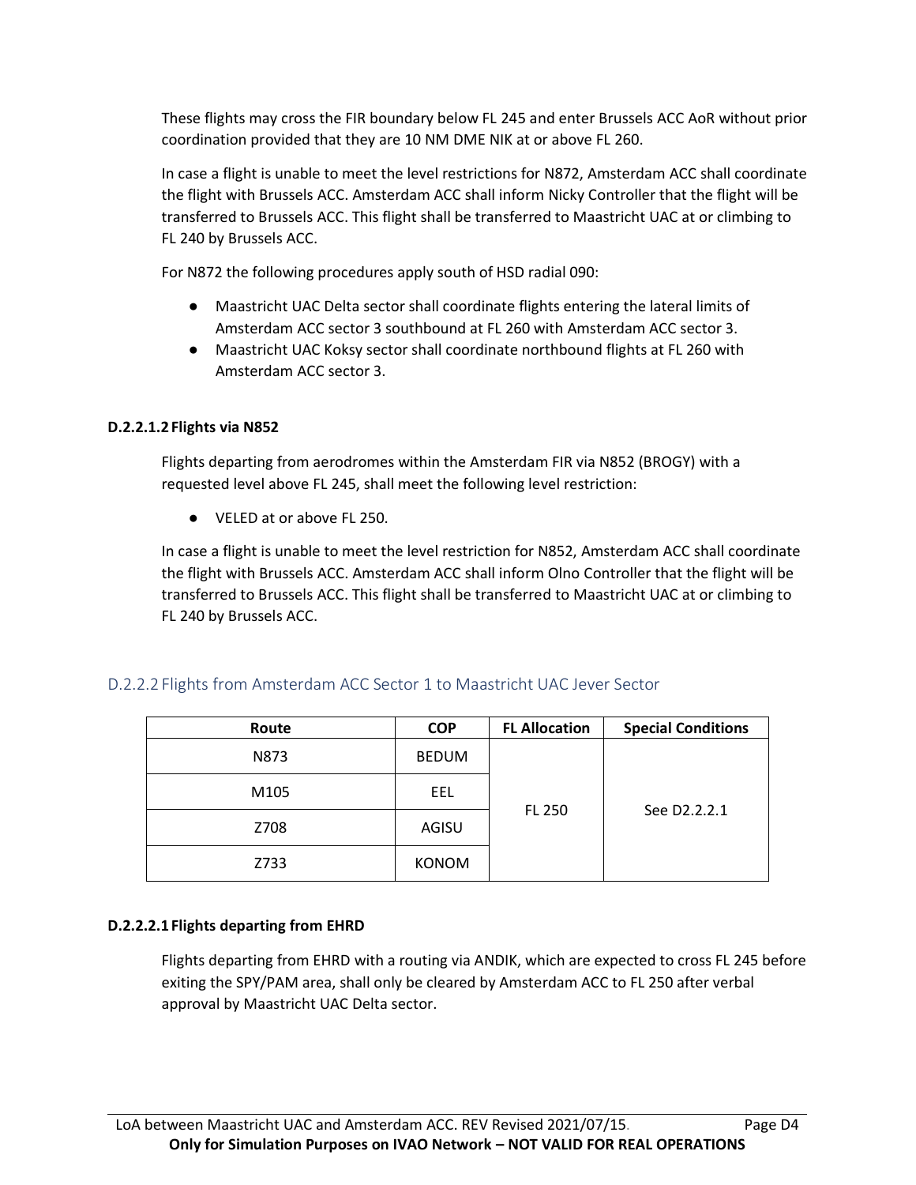These flights may cross the FIR boundary below FL 245 and enter Brussels ACC AoR without prior coordination provided that they are 10 NM DME NIK at or above FL 260.

In case a flight is unable to meet the level restrictions for N872, Amsterdam ACC shall coordinate the flight with Brussels ACC. Amsterdam ACC shall inform Nicky Controller that the flight will be transferred to Brussels ACC. This flight shall be transferred to Maastricht UAC at or climbing to FL 240 by Brussels ACC.

For N872 the following procedures apply south of HSD radial 090:

- Maastricht UAC Delta sector shall coordinate flights entering the lateral limits of Amsterdam ACC sector 3 southbound at FL 260 with Amsterdam ACC sector 3.
- Maastricht UAC Koksy sector shall coordinate northbound flights at FL 260 with Amsterdam ACC sector 3.

#### D.2.2.1.2 Flights via N852

Flights departing from aerodromes within the Amsterdam FIR via N852 (BROGY) with a requested level above FL 245, shall meet the following level restriction:

- VELED at or above FL 250.

In case a flight is unable to meet the level restriction for N852, Amsterdam ACC shall coordinate the flight with Brussels ACC. Amsterdam ACC shall inform Olno Controller that the flight will be transferred to Brussels ACC. This flight shall be transferred to Maastricht UAC at or climbing to FL 240 by Brussels ACC.

### D.2.2.2 Flights from Amsterdam ACC Sector 1 to Maastricht UAC Jever Sector

| Route | COP | FL Allocation | Special Conditions |
|---|---|---|---|
| N873 | BEDUM | FL 250 | See D2.2.2.1 |
| M105 | EEL | | |
| Z708 | AGISU | | |
| Z733 | KONOM | | |

#### D.2.2.2.1 Flights departing from EHRD

Flights departing from EHRD with a routing via ANDIK, which are expected to cross FL 245 before exiting the SPY/PAM area, shall only be cleared by Amsterdam ACC to FL 250 after verbal approval by Maastricht UAC Delta sector.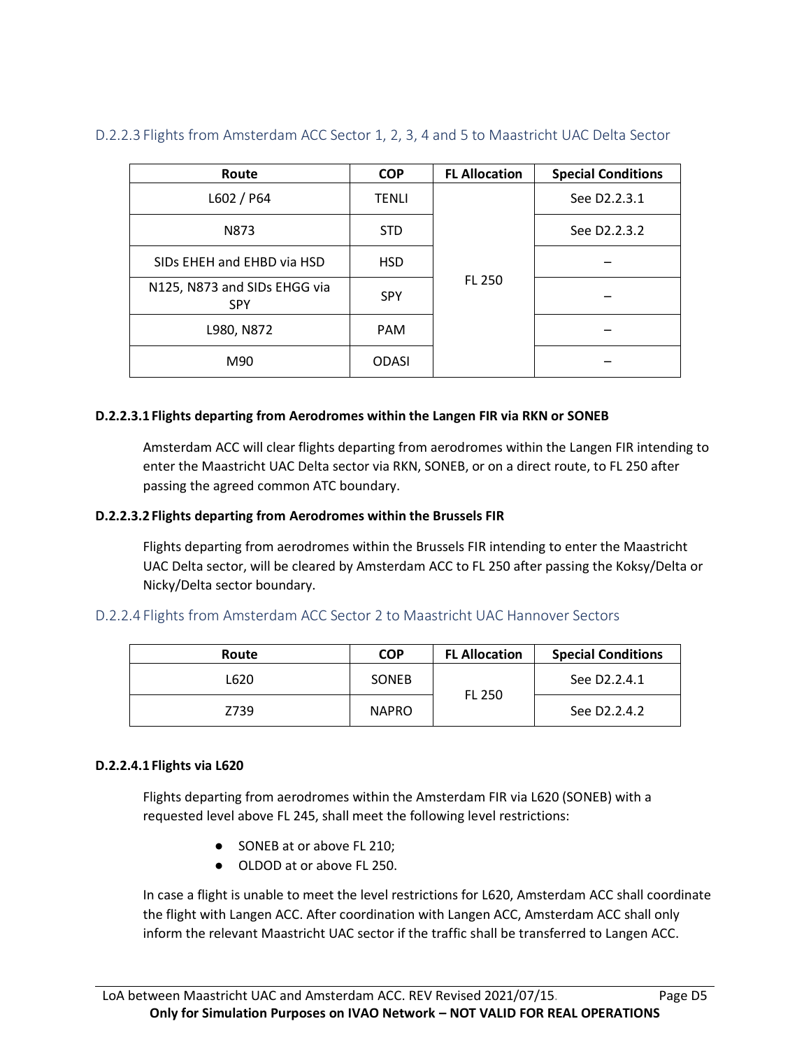### D.2.2.3 Flights from Amsterdam ACC Sector 1, 2, 3, 4 and 5 to Maastricht UAC Delta Sector

| Route | COP | FL Allocation | Special Conditions |
|---|---|---|---|
| L602 / P64 | TENLI | FL 250 | See D2.2.3.1 |
| N873 | STD | | See D2.2.3.2 |
| SIDs EHEH and EHBD via HSD | HSD | | – |
| N125, N873 and SIDs EHGG via SPY | SPY | | – |
| L980, N872 | PAM | | – |
| M90 | ODASI | | – |

**D.2.2.3.1 Flights departing from Aerodromes within the Langen FIR via RKN or SONEB**

Amsterdam ACC will clear flights departing from aerodromes within the Langen FIR intending to enter the Maastricht UAC Delta sector via RKN, SONEB, or on a direct route, to FL 250 after passing the agreed common ATC boundary.

**D.2.2.3.2 Flights departing from Aerodromes within the Brussels FIR**

Flights departing from aerodromes within the Brussels FIR intending to enter the Maastricht UAC Delta sector, will be cleared by Amsterdam ACC to FL 250 after passing the Koksy/Delta or Nicky/Delta sector boundary.

### D.2.2.4 Flights from Amsterdam ACC Sector 2 to Maastricht UAC Hannover Sectors

| Route | COP | FL Allocation | Special Conditions |
|---|---|---|---|
| L620 | SONEB | FL 250 | See D2.2.4.1 |
| Z739 | NAPRO | | See D2.2.4.2 |

**D.2.2.4.1 Flights via L620**

Flights departing from aerodromes within the Amsterdam FIR via L620 (SONEB) with a requested level above FL 245, shall meet the following level restrictions:

- SONEB at or above FL 210;
- OLDOD at or above FL 250.

In case a flight is unable to meet the level restrictions for L620, Amsterdam ACC shall coordinate the flight with Langen ACC. After coordination with Langen ACC, Amsterdam ACC shall only inform the relevant Maastricht UAC sector if the traffic shall be transferred to Langen ACC.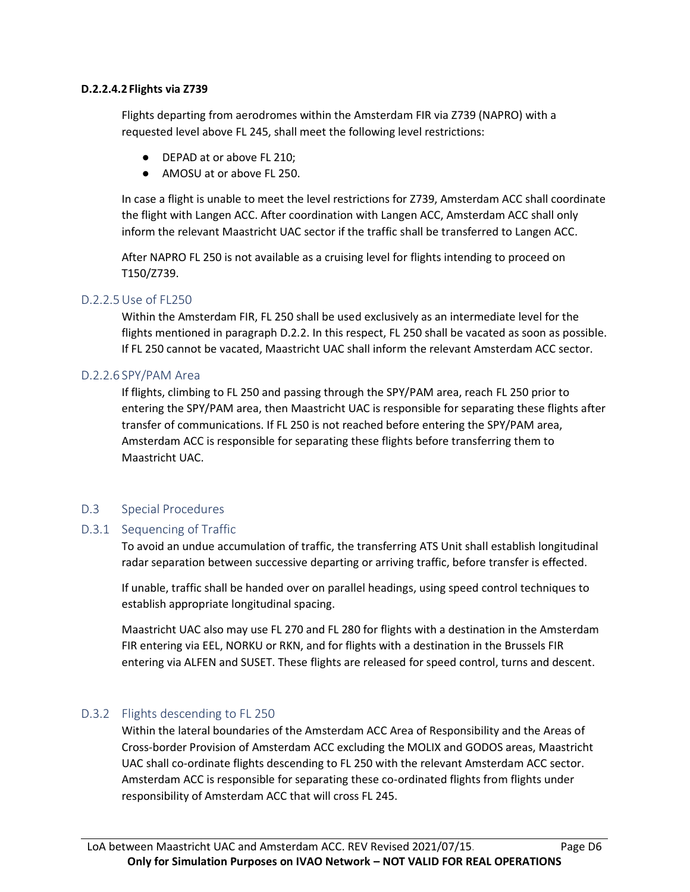#### D.2.2.4.2 Flights via Z739

Flights departing from aerodromes within the Amsterdam FIR via Z739 (NAPRO) with a requested level above FL 245, shall meet the following level restrictions:

- DEPAD at or above FL 210;
- AMOSU at or above FL 250.

In case a flight is unable to meet the level restrictions for Z739, Amsterdam ACC shall coordinate the flight with Langen ACC. After coordination with Langen ACC, Amsterdam ACC shall only inform the relevant Maastricht UAC sector if the traffic shall be transferred to Langen ACC.

After NAPRO FL 250 is not available as a cruising level for flights intending to proceed on T150/Z739.

### D.2.2.5 Use of FL250

Within the Amsterdam FIR, FL 250 shall be used exclusively as an intermediate level for the flights mentioned in paragraph D.2.2. In this respect, FL 250 shall be vacated as soon as possible. If FL 250 cannot be vacated, Maastricht UAC shall inform the relevant Amsterdam ACC sector.

### D.2.2.6 SPY/PAM Area

If flights, climbing to FL 250 and passing through the SPY/PAM area, reach FL 250 prior to entering the SPY/PAM area, then Maastricht UAC is responsible for separating these flights after transfer of communications. If FL 250 is not reached before entering the SPY/PAM area, Amsterdam ACC is responsible for separating these flights before transferring them to Maastricht UAC.

## D.3 Special Procedures

### D.3.1 Sequencing of Traffic

To avoid an undue accumulation of traffic, the transferring ATS Unit shall establish longitudinal radar separation between successive departing or arriving traffic, before transfer is effected.

If unable, traffic shall be handed over on parallel headings, using speed control techniques to establish appropriate longitudinal spacing.

Maastricht UAC also may use FL 270 and FL 280 for flights with a destination in the Amsterdam FIR entering via EEL, NORKU or RKN, and for flights with a destination in the Brussels FIR entering via ALFEN and SUSET. These flights are released for speed control, turns and descent.

### D.3.2 Flights descending to FL 250

Within the lateral boundaries of the Amsterdam ACC Area of Responsibility and the Areas of Cross-border Provision of Amsterdam ACC excluding the MOLIX and GODOS areas, Maastricht UAC shall co-ordinate flights descending to FL 250 with the relevant Amsterdam ACC sector. Amsterdam ACC is responsible for separating these co-ordinated flights from flights under responsibility of Amsterdam ACC that will cross FL 245.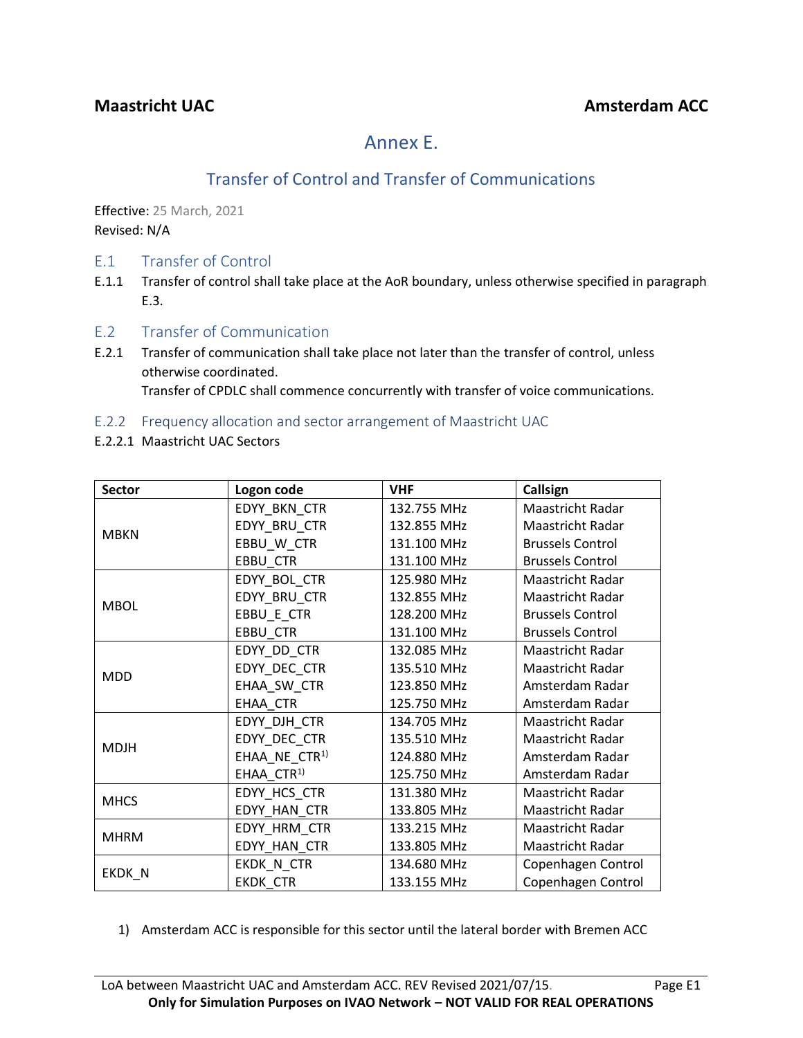**Maastricht UAC** **Amsterdam ACC**

# Annex E.

## Transfer of Control and Transfer of Communications

Effective: 25 March, 2021
Revised: N/A

### E.1 Transfer of Control

E.1.1 Transfer of control shall take place at the AoR boundary, unless otherwise specified in paragraph E.3.

### E.2 Transfer of Communication

E.2.1 Transfer of communication shall take place not later than the transfer of control, unless otherwise coordinated.
Transfer of CPDLC shall commence concurrently with transfer of voice communications.

#### E.2.2 Frequency allocation and sector arrangement of Maastricht UAC

E.2.2.1 Maastricht UAC Sectors

| Sector | Logon code | VHF | Callsign |
|---|---|---|---|
| MBKN | EDYY_BKN_CTR | 132.755 MHz | Maastricht Radar |
| | EDYY_BRU_CTR | 132.855 MHz | Maastricht Radar |
| | EBBU_W_CTR | 131.100 MHz | Brussels Control |
| | EBBU_CTR | 131.100 MHz | Brussels Control |
| MBOL | EDYY_BOL_CTR | 125.980 MHz | Maastricht Radar |
| | EDYY_BRU_CTR | 132.855 MHz | Maastricht Radar |
| | EBBU_E_CTR | 128.200 MHz | Brussels Control |
| | EBBU_CTR | 131.100 MHz | Brussels Control |
| MDD | EDYY_DD_CTR | 132.085 MHz | Maastricht Radar |
| | EDYY_DEC_CTR | 135.510 MHz | Maastricht Radar |
| | EHAA_SW_CTR | 123.850 MHz | Amsterdam Radar |
| | EHAA_CTR | 125.750 MHz | Amsterdam Radar |
| MDJH | EDYY_DJH_CTR | 134.705 MHz | Maastricht Radar |
| | EDYY_DEC_CTR | 135.510 MHz | Maastricht Radar |
| | EHAA_NE_CTR[1)] | 124.880 MHz | Amsterdam Radar |
| | EHAA_CTR[1)] | 125.750 MHz | Amsterdam Radar |
| MHCS | EDYY_HCS_CTR | 131.380 MHz | Maastricht Radar |
| | EDYY_HAN_CTR | 133.805 MHz | Maastricht Radar |
| MHRM | EDYY_HRM_CTR | 133.215 MHz | Maastricht Radar |
| | EDYY_HAN_CTR | 133.805 MHz | Maastricht Radar |
| EKDK_N | EKDK_N_CTR | 134.680 MHz | Copenhagen Control |
| | EKDK_CTR | 133.155 MHz | Copenhagen Control |

1) Amsterdam ACC is responsible for this sector until the lateral border with Bremen ACC

LoA between Maastricht UAC and Amsterdam ACC. REV Revised 2021/07/15.
**Only for Simulation Purposes on IVAO Network – NOT VALID FOR REAL OPERATIONS**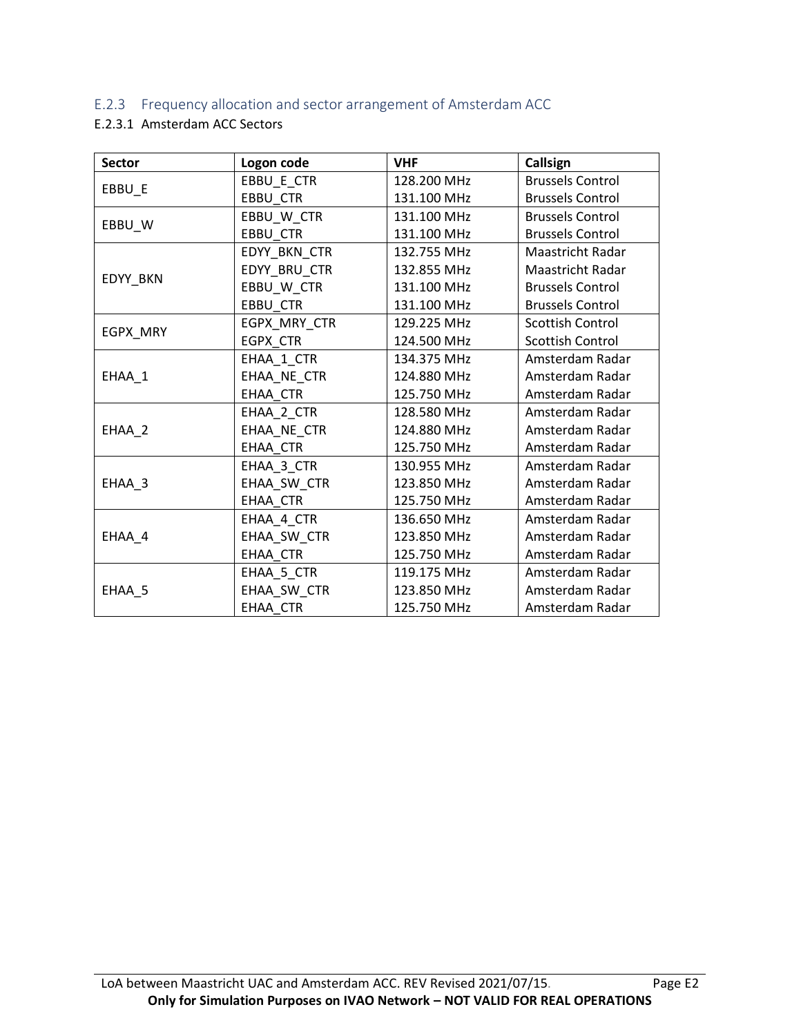## E.2.3 Frequency allocation and sector arrangement of Amsterdam ACC

### E.2.3.1 Amsterdam ACC Sectors

| Sector | Logon code | VHF | Callsign |
|---|---|---|---|
| EBBU_E | EBBU_E_CTR | 128.200 MHz | Brussels Control |
| | EBBU_CTR | 131.100 MHz | Brussels Control |
| EBBU_W | EBBU_W_CTR | 131.100 MHz | Brussels Control |
| | EBBU_CTR | 131.100 MHz | Brussels Control |
| EDYY_BKN | EDYY_BKN_CTR | 132.755 MHz | Maastricht Radar |
| | EDYY_BRU_CTR | 132.855 MHz | Maastricht Radar |
| | EBBU_W_CTR | 131.100 MHz | Brussels Control |
| | EBBU_CTR | 131.100 MHz | Brussels Control |
| EGPX_MRY | EGPX_MRY_CTR | 129.225 MHz | Scottish Control |
| | EGPX_CTR | 124.500 MHz | Scottish Control |
| EHAA_1 | EHAA_1_CTR | 134.375 MHz | Amsterdam Radar |
| | EHAA_NE_CTR | 124.880 MHz | Amsterdam Radar |
| | EHAA_CTR | 125.750 MHz | Amsterdam Radar |
| EHAA_2 | EHAA_2_CTR | 128.580 MHz | Amsterdam Radar |
| | EHAA_NE_CTR | 124.880 MHz | Amsterdam Radar |
| | EHAA_CTR | 125.750 MHz | Amsterdam Radar |
| EHAA_3 | EHAA_3_CTR | 130.955 MHz | Amsterdam Radar |
| | EHAA_SW_CTR | 123.850 MHz | Amsterdam Radar |
| | EHAA_CTR | 125.750 MHz | Amsterdam Radar |
| EHAA_4 | EHAA_4_CTR | 136.650 MHz | Amsterdam Radar |
| | EHAA_SW_CTR | 123.850 MHz | Amsterdam Radar |
| | EHAA_CTR | 125.750 MHz | Amsterdam Radar |
| EHAA_5 | EHAA_5_CTR | 119.175 MHz | Amsterdam Radar |
| | EHAA_SW_CTR | 123.850 MHz | Amsterdam Radar |
| | EHAA_CTR | 125.750 MHz | Amsterdam Radar |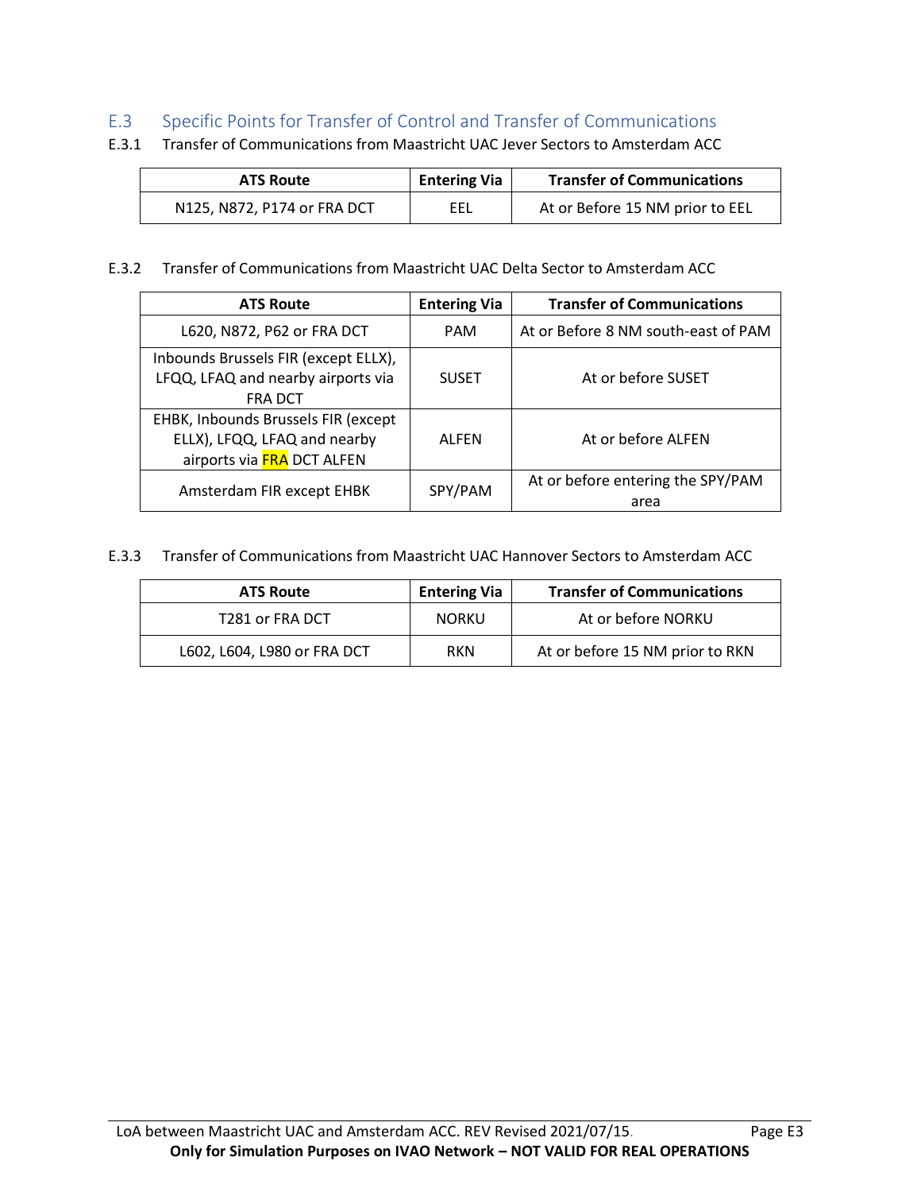## E.3 Specific Points for Transfer of Control and Transfer of Communications

### E.3.1 Transfer of Communications from Maastricht UAC Jever Sectors to Amsterdam ACC

| ATS Route | Entering Via | Transfer of Communications |
|---|---|---|
| N125, N872, P174 or FRA DCT | EEL | At or Before 15 NM prior to EEL |

### E.3.2 Transfer of Communications from Maastricht UAC Delta Sector to Amsterdam ACC

| ATS Route | Entering Via | Transfer of Communications |
|---|---|---|
| L620, N872, P62 or FRA DCT | PAM | At or Before 8 NM south-east of PAM |
| Inbounds Brussels FIR (except ELLX), LFQQ, LFAQ and nearby airports via FRA DCT | SUSET | At or before SUSET |
| EHBK, Inbounds Brussels FIR (except ELLX), LFQQ, LFAQ and nearby airports via FRA DCT ALFEN | ALFEN | At or before ALFEN |
| Amsterdam FIR except EHBK | SPY/PAM | At or before entering the SPY/PAM area |

### E.3.3 Transfer of Communications from Maastricht UAC Hannover Sectors to Amsterdam ACC

| ATS Route | Entering Via | Transfer of Communications |
|---|---|---|
| T281 or FRA DCT | NORKU | At or before NORKU |
| L602, L604, L980 or FRA DCT | RKN | At or before 15 NM prior to RKN |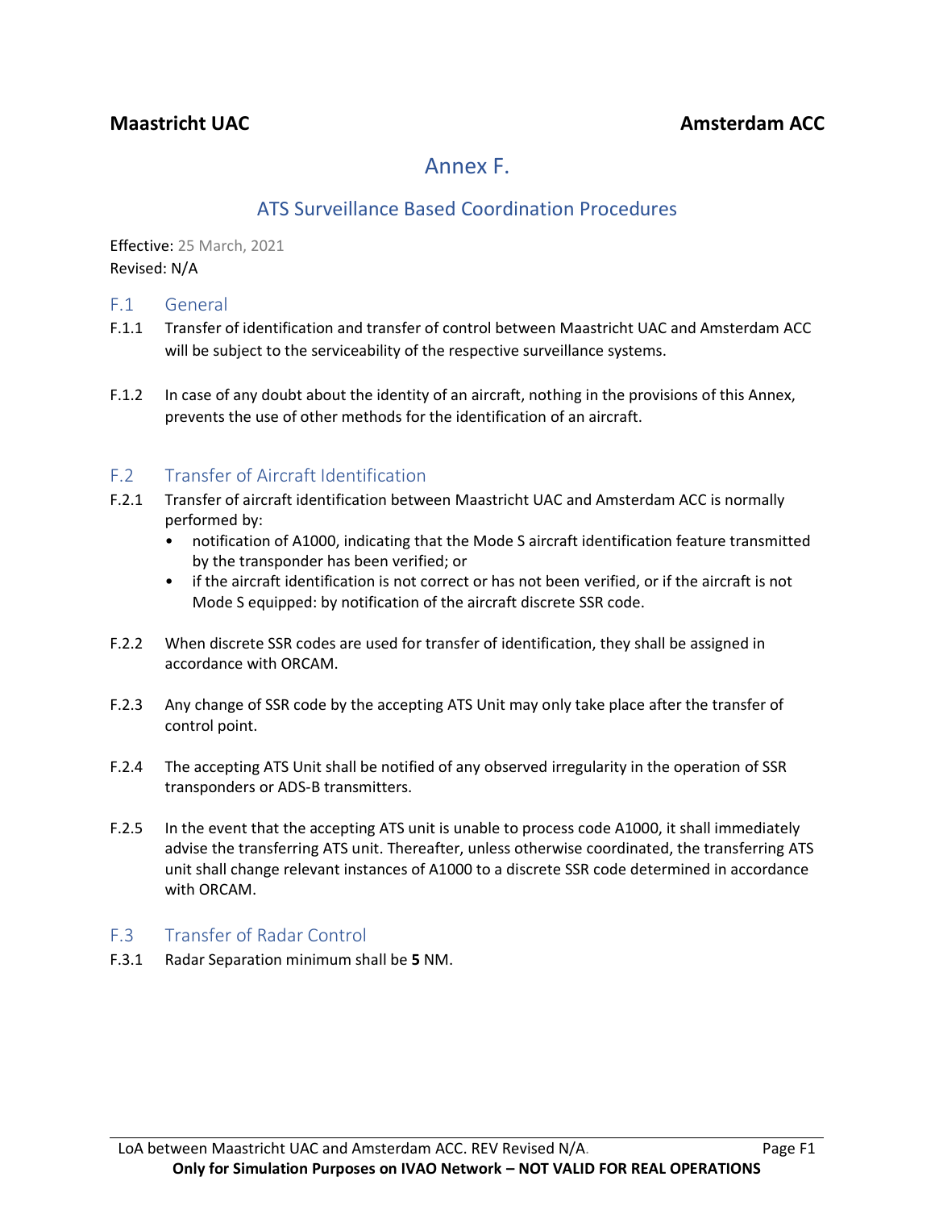**Maastricht UAC** **Amsterdam ACC**

# Annex F.

## ATS Surveillance Based Coordination Procedures

Effective: 25 March, 2021
Revised: N/A

### F.1 General

F.1.1 Transfer of identification and transfer of control between Maastricht UAC and Amsterdam ACC will be subject to the serviceability of the respective surveillance systems.

F.1.2 In case of any doubt about the identity of an aircraft, nothing in the provisions of this Annex, prevents the use of other methods for the identification of an aircraft.

### F.2 Transfer of Aircraft Identification

F.2.1 Transfer of aircraft identification between Maastricht UAC and Amsterdam ACC is normally performed by:

- notification of A1000, indicating that the Mode S aircraft identification feature transmitted by the transponder has been verified; or
- if the aircraft identification is not correct or has not been verified, or if the aircraft is not Mode S equipped: by notification of the aircraft discrete SSR code.

F.2.2 When discrete SSR codes are used for transfer of identification, they shall be assigned in accordance with ORCAM.

F.2.3 Any change of SSR code by the accepting ATS Unit may only take place after the transfer of control point.

F.2.4 The accepting ATS Unit shall be notified of any observed irregularity in the operation of SSR transponders or ADS-B transmitters.

F.2.5 In the event that the accepting ATS unit is unable to process code A1000, it shall immediately advise the transferring ATS unit. Thereafter, unless otherwise coordinated, the transferring ATS unit shall change relevant instances of A1000 to a discrete SSR code determined in accordance with ORCAM.

### F.3 Transfer of Radar Control

F.3.1 Radar Separation minimum shall be **5** NM.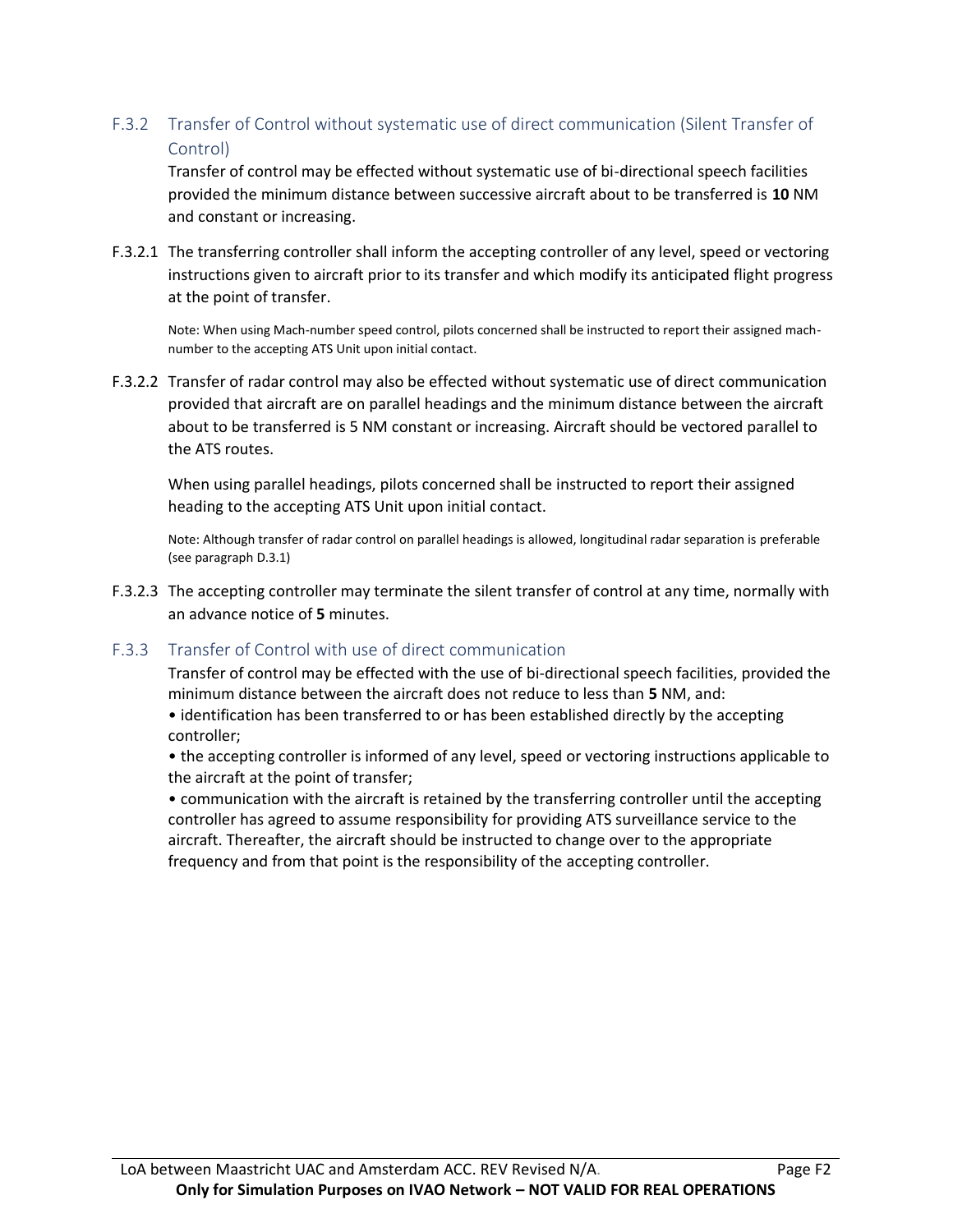### F.3.2 Transfer of Control without systematic use of direct communication (Silent Transfer of Control)

Transfer of control may be effected without systematic use of bi-directional speech facilities provided the minimum distance between successive aircraft about to be transferred is **10** NM and constant or increasing.

F.3.2.1 The transferring controller shall inform the accepting controller of any level, speed or vectoring instructions given to aircraft prior to its transfer and which modify its anticipated flight progress at the point of transfer.

Note: When using Mach-number speed control, pilots concerned shall be instructed to report their assigned mach-number to the accepting ATS Unit upon initial contact.

F.3.2.2 Transfer of radar control may also be effected without systematic use of direct communication provided that aircraft are on parallel headings and the minimum distance between the aircraft about to be transferred is 5 NM constant or increasing. Aircraft should be vectored parallel to the ATS routes.

When using parallel headings, pilots concerned shall be instructed to report their assigned heading to the accepting ATS Unit upon initial contact.

Note: Although transfer of radar control on parallel headings is allowed, longitudinal radar separation is preferable (see paragraph D.3.1)

F.3.2.3 The accepting controller may terminate the silent transfer of control at any time, normally with an advance notice of **5** minutes.

### F.3.3 Transfer of Control with use of direct communication

Transfer of control may be effected with the use of bi-directional speech facilities, provided the minimum distance between the aircraft does not reduce to less than **5** NM, and:

- identification has been transferred to or has been established directly by the accepting controller;
- the accepting controller is informed of any level, speed or vectoring instructions applicable to the aircraft at the point of transfer;
- communication with the aircraft is retained by the transferring controller until the accepting controller has agreed to assume responsibility for providing ATS surveillance service to the aircraft. Thereafter, the aircraft should be instructed to change over to the appropriate frequency and from that point is the responsibility of the accepting controller.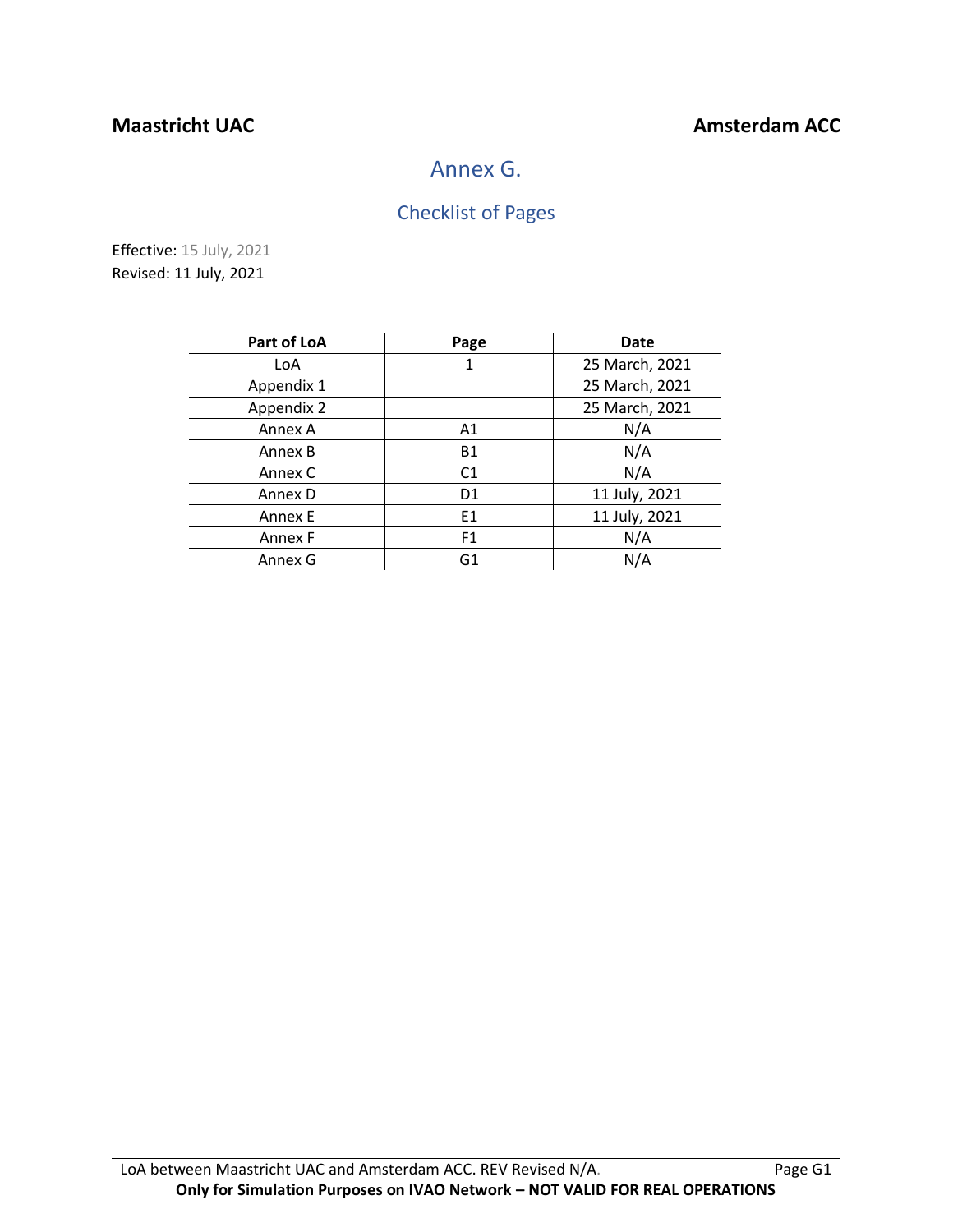**Maastricht UAC** **Amsterdam ACC**

# Annex G.

## Checklist of Pages

Effective: 15 July, 2021
Revised: 11 July, 2021

| Part of LoA | Page | Date |
|---|---|---|
| LoA | 1 | 25 March, 2021 |
| Appendix 1 | | 25 March, 2021 |
| Appendix 2 | | 25 March, 2021 |
| Annex A | A1 | N/A |
| Annex B | B1 | N/A |
| Annex C | C1 | N/A |
| Annex D | D1 | 11 July, 2021 |
| Annex E | E1 | 11 July, 2021 |
| Annex F | F1 | N/A |
| Annex G | G1 | N/A |